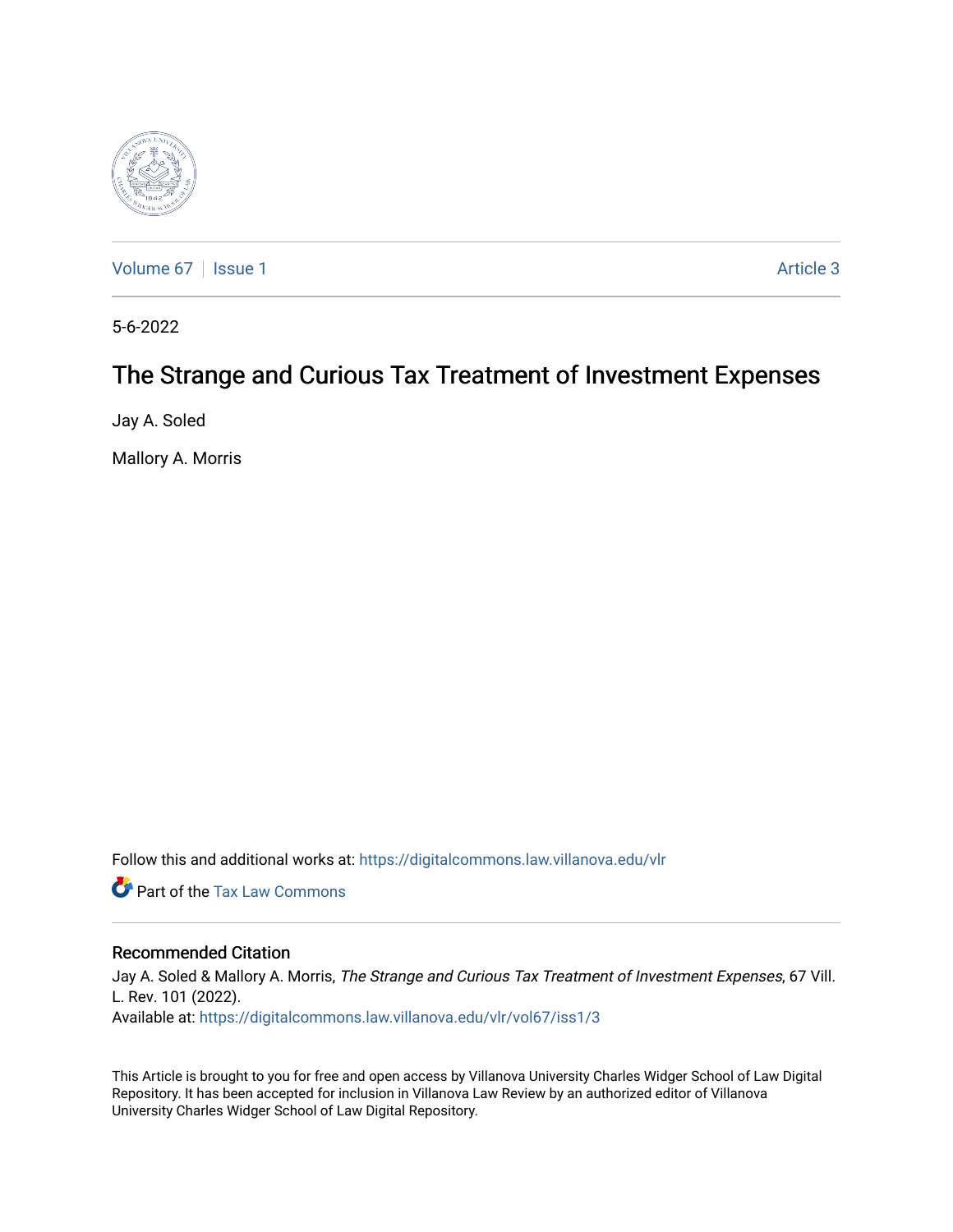Volume 67 | Issue 1 | Article 3

5-6-2022

# The Strange and Curious Tax Treatment of Investment Expenses

Jay A. Soled

Mallory A. Morris

Follow this and additional works at: https://digitalcommons.law.villanova.edu/vlr

Part of the Tax Law Commons

## Recommended Citation

Jay A. Soled & Mallory A. Morris, *The Strange and Curious Tax Treatment of Investment Expenses*, 67 Vill. L. Rev. 101 (2022).
Available at: https://digitalcommons.law.villanova.edu/vlr/vol67/iss1/3

This Article is brought to you for free and open access by Villanova University Charles Widger School of Law Digital Repository. It has been accepted for inclusion in Villanova Law Review by an authorized editor of Villanova University Charles Widger School of Law Digital Repository.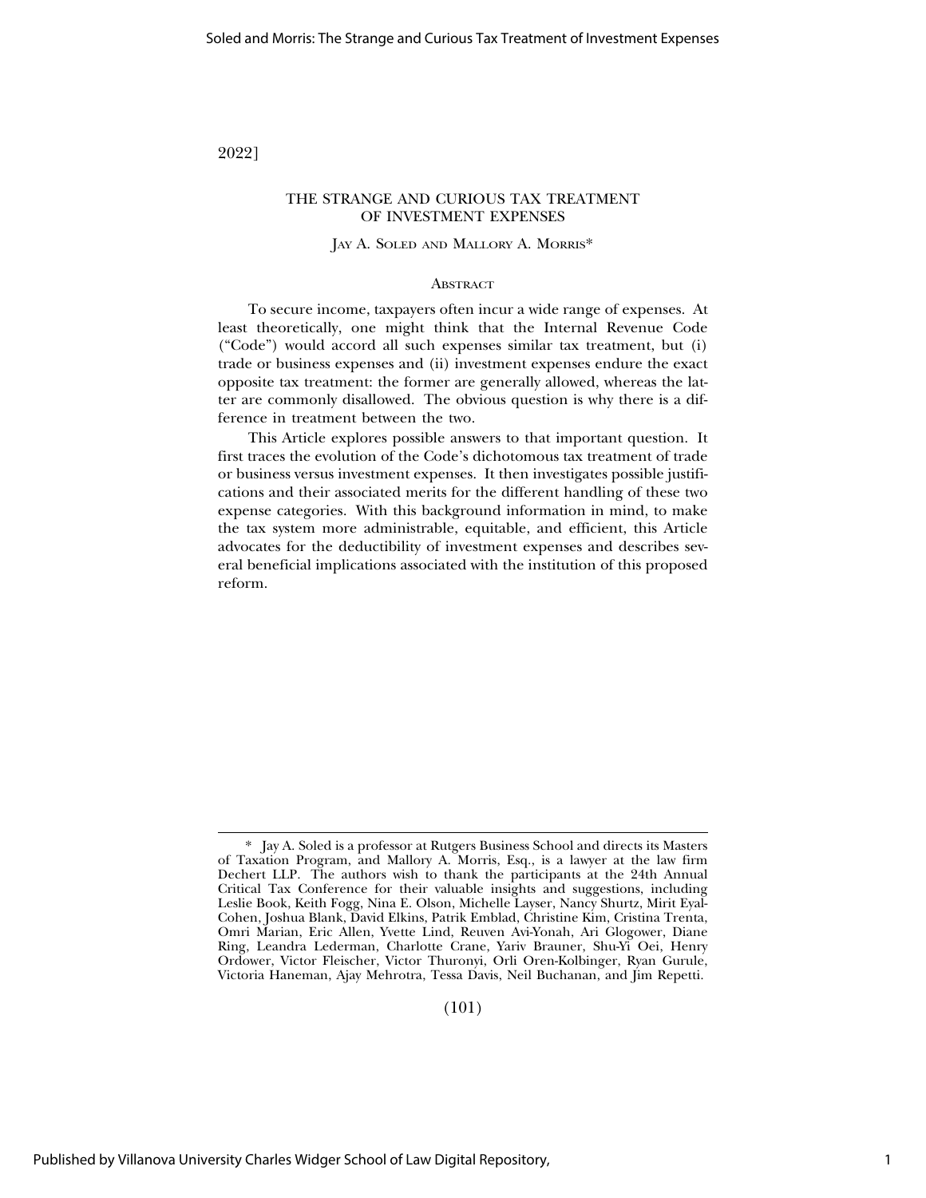# THE STRANGE AND CURIOUS TAX TREATMENT OF INVESTMENT EXPENSES

JAY A. SOLED AND MALLORY A. MORRIS*

## ABSTRACT

To secure income, taxpayers often incur a wide range of expenses. At least theoretically, one might think that the Internal Revenue Code ("Code") would accord all such expenses similar tax treatment, but (i) trade or business expenses and (ii) investment expenses endure the exact opposite tax treatment: the former are generally allowed, whereas the latter are commonly disallowed. The obvious question is why there is a difference in treatment between the two.

This Article explores possible answers to that important question. It first traces the evolution of the Code's dichotomous tax treatment of trade or business versus investment expenses. It then investigates possible justifications and their associated merits for the different handling of these two expense categories. With this background information in mind, to make the tax system more administrable, equitable, and efficient, this Article advocates for the deductibility of investment expenses and describes several beneficial implications associated with the institution of this proposed reform.

---

\* Jay A. Soled is a professor at Rutgers Business School and directs its Masters of Taxation Program, and Mallory A. Morris, Esq., is a lawyer at the law firm Dechert LLP. The authors wish to thank the participants at the 24th Annual Critical Tax Conference for their valuable insights and suggestions, including Leslie Book, Keith Fogg, Nina E. Olson, Michelle Layser, Nancy Shurtz, Mirit Eyal-Cohen, Joshua Blank, David Elkins, Patrik Emblad, Christine Kim, Cristina Trenta, Omri Marian, Eric Allen, Yvette Lind, Reuven Avi-Yonah, Ari Glogower, Diane Ring, Leandra Lederman, Charlotte Crane, Yariv Brauner, Shu-Yi Oei, Henry Ordower, Victor Fleischer, Victor Thuronyi, Orli Oren-Kolbinger, Ryan Gurule, Victoria Haneman, Ajay Mehrotra, Tessa Davis, Neil Buchanan, and Jim Repetti.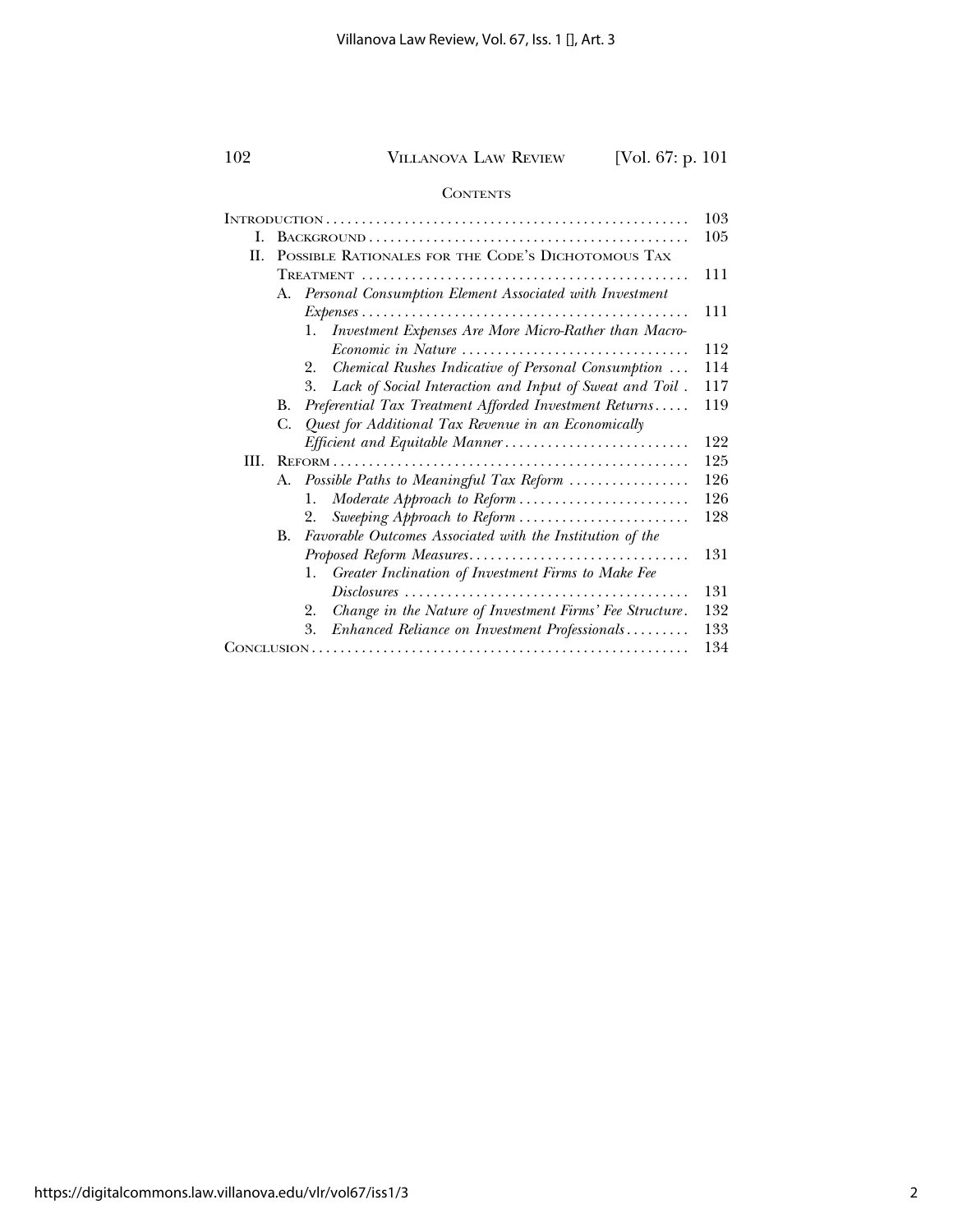## CONTENTS

| | | |
|---|---|---|
| INTRODUCTION | | 103 |
| I. | BACKGROUND | 105 |
| II. | POSSIBLE RATIONALES FOR THE CODE'S DICHOTOMOUS TAX TREATMENT | 111 |
| | A. *Personal Consumption Element Associated with Investment Expenses* | 111 |
| | 1. *Investment Expenses Are More Micro-Rather than Macro-Economic in Nature* | 112 |
| | 2. *Chemical Rushes Indicative of Personal Consumption* | 114 |
| | 3. *Lack of Social Interaction and Input of Sweat and Toil* | 117 |
| | B. *Preferential Tax Treatment Afforded Investment Returns* | 119 |
| | C. *Quest for Additional Tax Revenue in an Economically Efficient and Equitable Manner* | 122 |
| III. | REFORM | 125 |
| | A. *Possible Paths to Meaningful Tax Reform* | 126 |
| | 1. *Moderate Approach to Reform* | 126 |
| | 2. *Sweeping Approach to Reform* | 128 |
| | B. *Favorable Outcomes Associated with the Institution of the Proposed Reform Measures* | 131 |
| | 1. *Greater Inclination of Investment Firms to Make Fee Disclosures* | 131 |
| | 2. *Change in the Nature of Investment Firms' Fee Structure* | 132 |
| | 3. *Enhanced Reliance on Investment Professionals* | 133 |
| CONCLUSION | | 134 |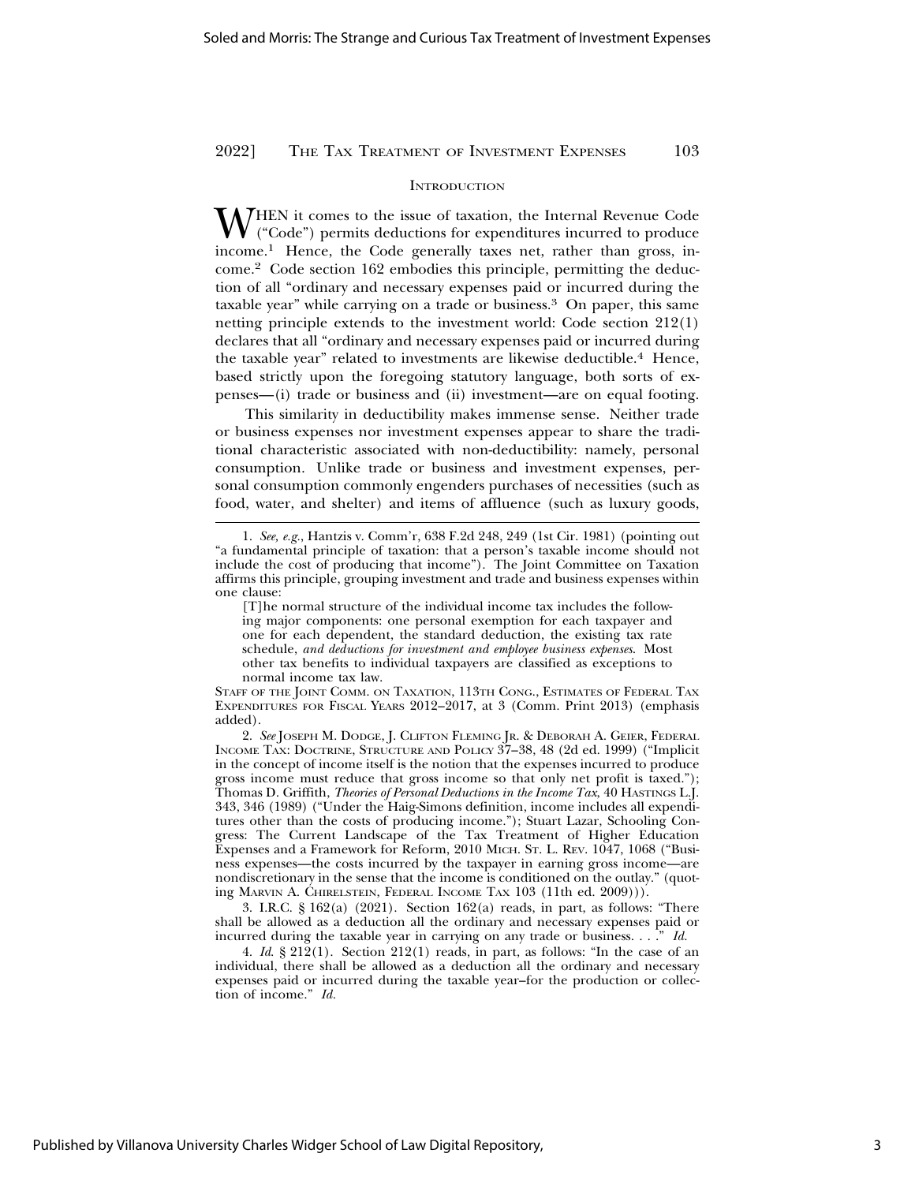## INTRODUCTION

WHEN it comes to the issue of taxation, the Internal Revenue Code ("Code") permits deductions for expenditures incurred to produce income.[1] Hence, the Code generally taxes net, rather than gross, income.[2] Code section 162 embodies this principle, permitting the deduction of all "ordinary and necessary expenses paid or incurred during the taxable year" while carrying on a trade or business.[3] On paper, this same netting principle extends to the investment world: Code section 212(1) declares that all "ordinary and necessary expenses paid or incurred during the taxable year" related to investments are likewise deductible.[4] Hence, based strictly upon the foregoing statutory language, both sorts of expenses—(i) trade or business and (ii) investment—are on equal footing.

This similarity in deductibility makes immense sense. Neither trade or business expenses nor investment expenses appear to share the traditional characteristic associated with non-deductibility: namely, personal consumption. Unlike trade or business and investment expenses, personal consumption commonly engenders purchases of necessities (such as food, water, and shelter) and items of affluence (such as luxury goods,

---

1. *See, e.g.*, Hantzis v. Comm'r, 638 F.2d 248, 249 (1st Cir. 1981) (pointing out "a fundamental principle of taxation: that a person's taxable income should not include the cost of producing that income"). The Joint Committee on Taxation affirms this principle, grouping investment and trade and business expenses within one clause:

> [T]he normal structure of the individual income tax includes the following major components: one personal exemption for each taxpayer and one for each dependent, the standard deduction, the existing tax rate schedule, *and deductions for investment and employee business expenses*. Most other tax benefits to individual taxpayers are classified as exceptions to normal income tax law.

STAFF OF THE JOINT COMM. ON TAXATION, 113TH CONG., ESTIMATES OF FEDERAL TAX EXPENDITURES FOR FISCAL YEARS 2012–2017, at 3 (Comm. Print 2013) (emphasis added).

2. *See* JOSEPH M. DODGE, J. CLIFTON FLEMING JR. & DEBORAH A. GEIER, FEDERAL INCOME TAX: DOCTRINE, STRUCTURE AND POLICY 37–38, 48 (2d ed. 1999) ("Implicit in the concept of income itself is the notion that the expenses incurred to produce gross income must reduce that gross income so that only net profit is taxed."); Thomas D. Griffith, *Theories of Personal Deductions in the Income Tax*, 40 HASTINGS L.J. 343, 346 (1989) ("Under the Haig-Simons definition, income includes all expenditures other than the costs of producing income."); Stuart Lazar, Schooling Congress: The Current Landscape of the Tax Treatment of Higher Education Expenses and a Framework for Reform, 2010 MICH. ST. L. REV. 1047, 1068 ("Business expenses—the costs incurred by the taxpayer in earning gross income—are nondiscretionary in the sense that the income is conditioned on the outlay." (quoting MARVIN A. CHIRELSTEIN, FEDERAL INCOME TAX 103 (11th ed. 2009))).

3. I.R.C. § 162(a) (2021). Section 162(a) reads, in part, as follows: "There shall be allowed as a deduction all the ordinary and necessary expenses paid or incurred during the taxable year in carrying on any trade or business. . . ." *Id.*

4. *Id.* § 212(1). Section 212(1) reads, in part, as follows: "In the case of an individual, there shall be allowed as a deduction all the ordinary and necessary expenses paid or incurred during the taxable year–for the production or collection of income." *Id.*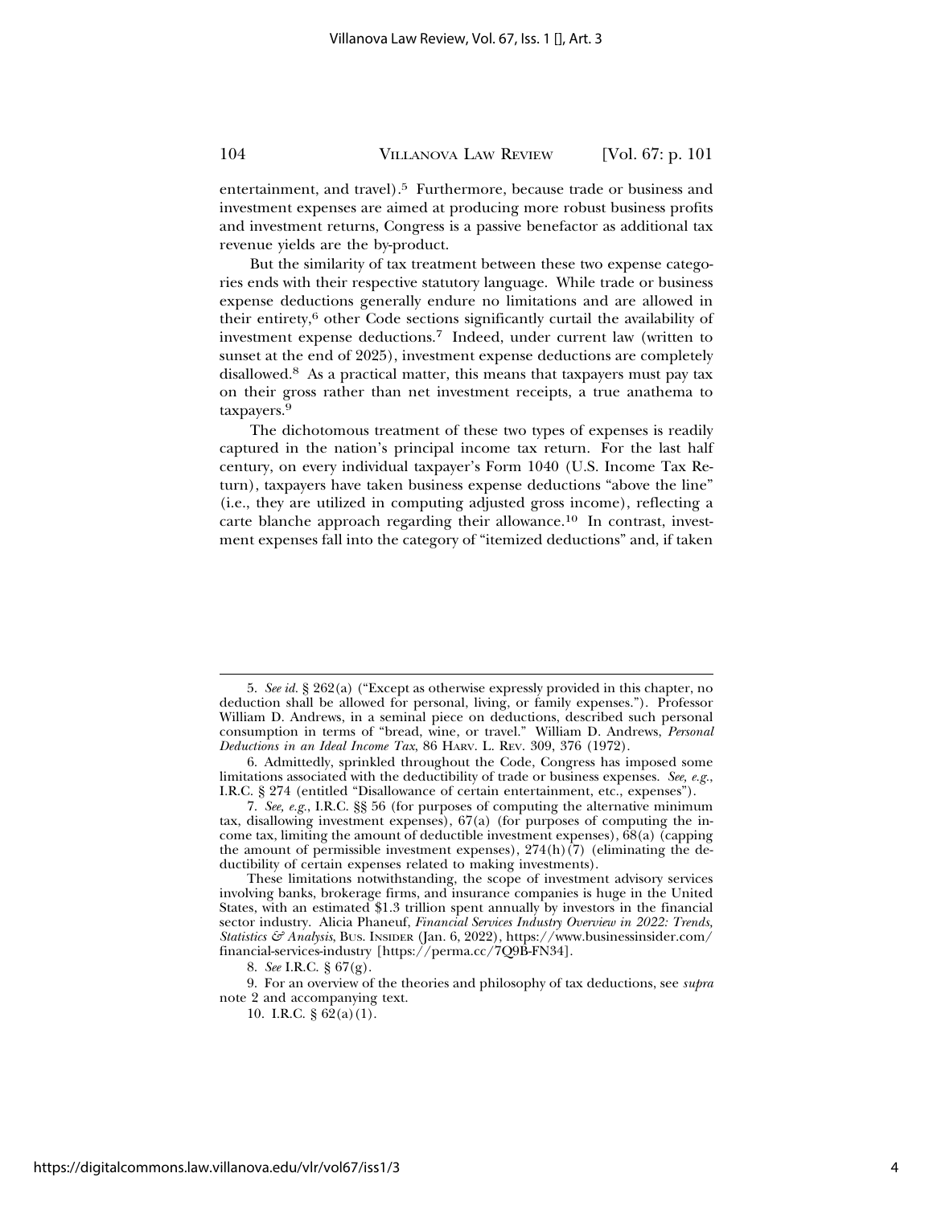entertainment, and travel).[5] Furthermore, because trade or business and investment expenses are aimed at producing more robust business profits and investment returns, Congress is a passive benefactor as additional tax revenue yields are the by-product.

But the similarity of tax treatment between these two expense categories ends with their respective statutory language. While trade or business expense deductions generally endure no limitations and are allowed in their entirety,[6] other Code sections significantly curtail the availability of investment expense deductions.[7] Indeed, under current law (written to sunset at the end of 2025), investment expense deductions are completely disallowed.[8] As a practical matter, this means that taxpayers must pay tax on their gross rather than net investment receipts, a true anathema to taxpayers.[9]

The dichotomous treatment of these two types of expenses is readily captured in the nation's principal income tax return. For the last half century, on every individual taxpayer's Form 1040 (U.S. Income Tax Return), taxpayers have taken business expense deductions "above the line" (i.e., they are utilized in computing adjusted gross income), reflecting a carte blanche approach regarding their allowance.[10] In contrast, investment expenses fall into the category of "itemized deductions" and, if taken

---

5. *See id.* § 262(a) ("Except as otherwise expressly provided in this chapter, no deduction shall be allowed for personal, living, or family expenses."). Professor William D. Andrews, in a seminal piece on deductions, described such personal consumption in terms of "bread, wine, or travel." William D. Andrews, *Personal Deductions in an Ideal Income Tax*, 86 HARV. L. REV. 309, 376 (1972).

6. Admittedly, sprinkled throughout the Code, Congress has imposed some limitations associated with the deductibility of trade or business expenses. *See, e.g.*, I.R.C. § 274 (entitled "Disallowance of certain entertainment, etc., expenses").

7. *See, e.g.*, I.R.C. §§ 56 (for purposes of computing the alternative minimum tax, disallowing investment expenses), 67(a) (for purposes of computing the income tax, limiting the amount of deductible investment expenses), 68(a) (capping the amount of permissible investment expenses), 274(h)(7) (eliminating the deductibility of certain expenses related to making investments).

These limitations notwithstanding, the scope of investment advisory services involving banks, brokerage firms, and insurance companies is huge in the United States, with an estimated $1.3 trillion spent annually by investors in the financial sector industry. Alicia Phaneuf, *Financial Services Industry Overview in 2022: Trends, Statistics & Analysis*, BUS. INSIDER (Jan. 6, 2022), https://www.businessinsider.com/financial-services-industry [https://perma.cc/7Q9B-FN34].

8. *See* I.R.C. § 67(g).

9. For an overview of the theories and philosophy of tax deductions, see *supra* note 2 and accompanying text.

10. I.R.C. § 62(a)(1).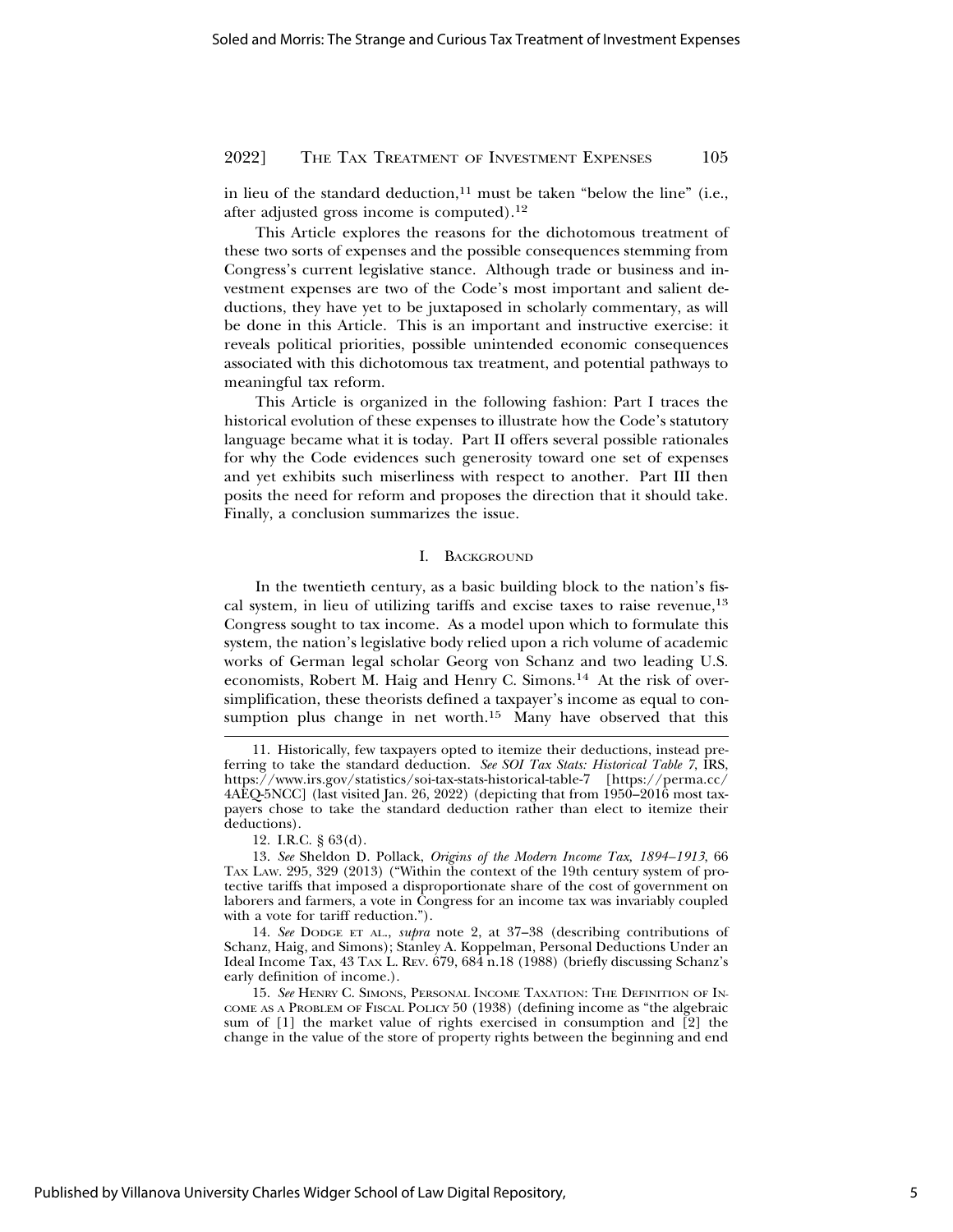in lieu of the standard deduction,[11] must be taken "below the line" (i.e., after adjusted gross income is computed).[12]

This Article explores the reasons for the dichotomous treatment of these two sorts of expenses and the possible consequences stemming from Congress's current legislative stance. Although trade or business and investment expenses are two of the Code's most important and salient deductions, they have yet to be juxtaposed in scholarly commentary, as will be done in this Article. This is an important and instructive exercise: it reveals political priorities, possible unintended economic consequences associated with this dichotomous tax treatment, and potential pathways to meaningful tax reform.

This Article is organized in the following fashion: Part I traces the historical evolution of these expenses to illustrate how the Code's statutory language became what it is today. Part II offers several possible rationales for why the Code evidences such generosity toward one set of expenses and yet exhibits such miserliness with respect to another. Part III then posits the need for reform and proposes the direction that it should take. Finally, a conclusion summarizes the issue.

## I. Background

In the twentieth century, as a basic building block to the nation's fiscal system, in lieu of utilizing tariffs and excise taxes to raise revenue,[13] Congress sought to tax income. As a model upon which to formulate this system, the nation's legislative body relied upon a rich volume of academic works of German legal scholar Georg von Schanz and two leading U.S. economists, Robert M. Haig and Henry C. Simons.[14] At the risk of oversimplification, these theorists defined a taxpayer's income as equal to consumption plus change in net worth.[15] Many have observed that this

---

11. Historically, few taxpayers opted to itemize their deductions, instead preferring to take the standard deduction. *See SOI Tax Stats: Historical Table 7*, IRS, https://www.irs.gov/statistics/soi-tax-stats-historical-table-7 [https://perma.cc/4AEQ-5NCC] (last visited Jan. 26, 2022) (depicting that from 1950–2016 most taxpayers chose to take the standard deduction rather than elect to itemize their deductions).

12. I.R.C. § 63(d).

13. *See* Sheldon D. Pollack, *Origins of the Modern Income Tax, 1894–1913*, 66 Tax Law. 295, 329 (2013) ("Within the context of the 19th century system of protective tariffs that imposed a disproportionate share of the cost of government on laborers and farmers, a vote in Congress for an income tax was invariably coupled with a vote for tariff reduction.").

14. *See* Dodge et al., *supra* note 2, at 37–38 (describing contributions of Schanz, Haig, and Simons); Stanley A. Koppelman, Personal Deductions Under an Ideal Income Tax, 43 Tax L. Rev. 679, 684 n.18 (1988) (briefly discussing Schanz's early definition of income.).

15. *See* Henry C. Simons, Personal Income Taxation: The Definition of Income as a Problem of Fiscal Policy 50 (1938) (defining income as "the algebraic sum of [1] the market value of rights exercised in consumption and [2] the change in the value of the store of property rights between the beginning and end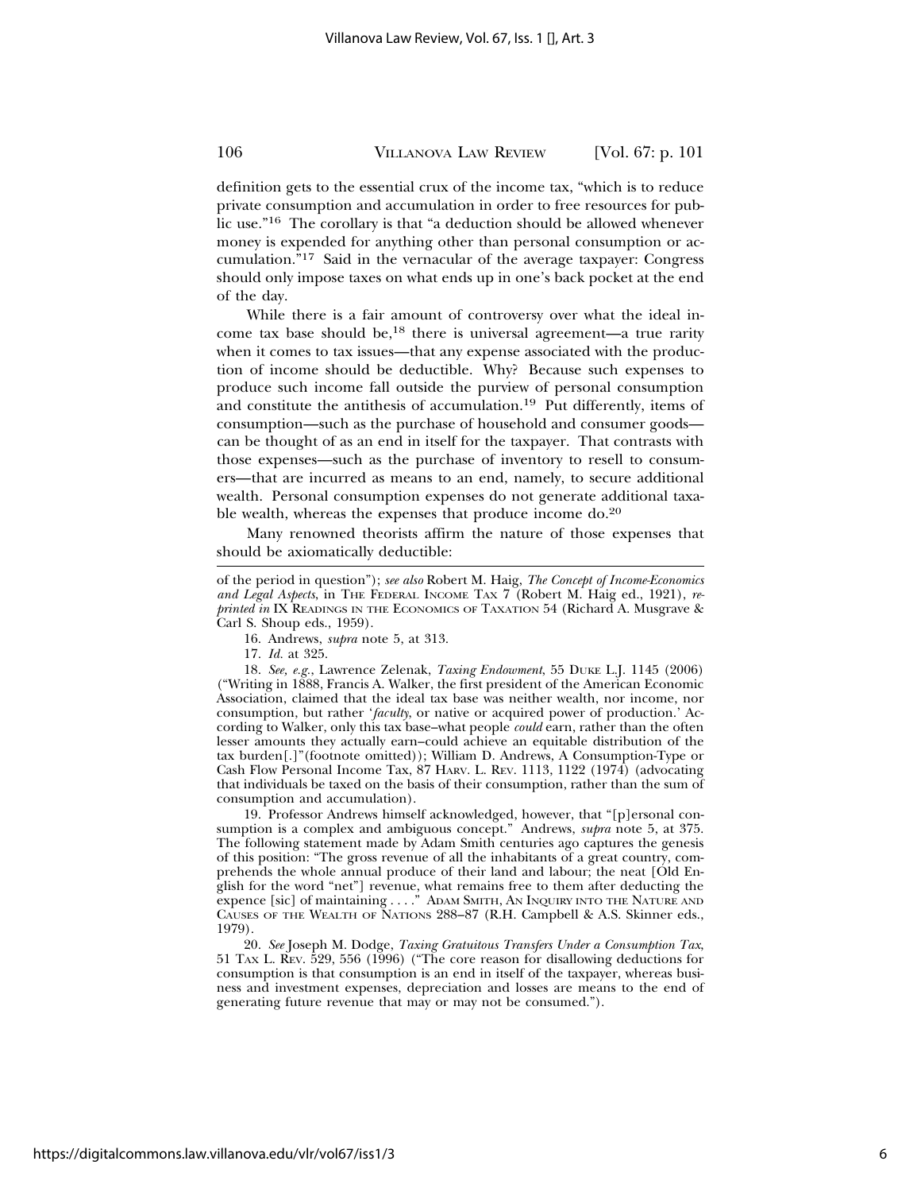definition gets to the essential crux of the income tax, "which is to reduce private consumption and accumulation in order to free resources for public use."[16] The corollary is that "a deduction should be allowed whenever money is expended for anything other than personal consumption or accumulation."[17] Said in the vernacular of the average taxpayer: Congress should only impose taxes on what ends up in one's back pocket at the end of the day.

While there is a fair amount of controversy over what the ideal income tax base should be,[18] there is universal agreement—a true rarity when it comes to tax issues—that any expense associated with the production of income should be deductible. Why? Because such expenses to produce such income fall outside the purview of personal consumption and constitute the antithesis of accumulation.[19] Put differently, items of consumption—such as the purchase of household and consumer goods—can be thought of as an end in itself for the taxpayer. That contrasts with those expenses—such as the purchase of inventory to resell to consumers—that are incurred as means to an end, namely, to secure additional wealth. Personal consumption expenses do not generate additional taxable wealth, whereas the expenses that produce income do.[20]

Many renowned theorists affirm the nature of those expenses that should be axiomatically deductible:

---

of the period in question"); *see also* Robert M. Haig, *The Concept of Income-Economics and Legal Aspects*, in THE FEDERAL INCOME TAX 7 (Robert M. Haig ed., 1921), *reprinted in* IX READINGS IN THE ECONOMICS OF TAXATION 54 (Richard A. Musgrave & Carl S. Shoup eds., 1959).

16. Andrews, *supra* note 5, at 313.

17. *Id.* at 325.

18. *See, e.g.*, Lawrence Zelenak, *Taxing Endowment*, 55 DUKE L.J. 1145 (2006) ("Writing in 1888, Francis A. Walker, the first president of the American Economic Association, claimed that the ideal tax base was neither wealth, nor income, nor consumption, but rather '*faculty*, or native or acquired power of production.' According to Walker, only this tax base–what people *could* earn, rather than the often lesser amounts they actually earn–could achieve an equitable distribution of the tax burden[.]"(footnote omitted)); William D. Andrews, A Consumption-Type or Cash Flow Personal Income Tax, 87 HARV. L. REV. 1113, 1122 (1974) (advocating that individuals be taxed on the basis of their consumption, rather than the sum of consumption and accumulation).

19. Professor Andrews himself acknowledged, however, that "[p]ersonal consumption is a complex and ambiguous concept." Andrews, *supra* note 5, at 375. The following statement made by Adam Smith centuries ago captures the genesis of this position: "The gross revenue of all the inhabitants of a great country, comprehends the whole annual produce of their land and labour; the neat [Old English for the word "net"] revenue, what remains free to them after deducting the expence [sic] of maintaining . . . ." ADAM SMITH, AN INQUIRY INTO THE NATURE AND CAUSES OF THE WEALTH OF NATIONS 288–87 (R.H. Campbell & A.S. Skinner eds., 1979).

20. *See* Joseph M. Dodge, *Taxing Gratuitous Transfers Under a Consumption Tax*, 51 TAX L. REV. 529, 556 (1996) ("The core reason for disallowing deductions for consumption is that consumption is an end in itself of the taxpayer, whereas business and investment expenses, depreciation and losses are means to the end of generating future revenue that may or may not be consumed.").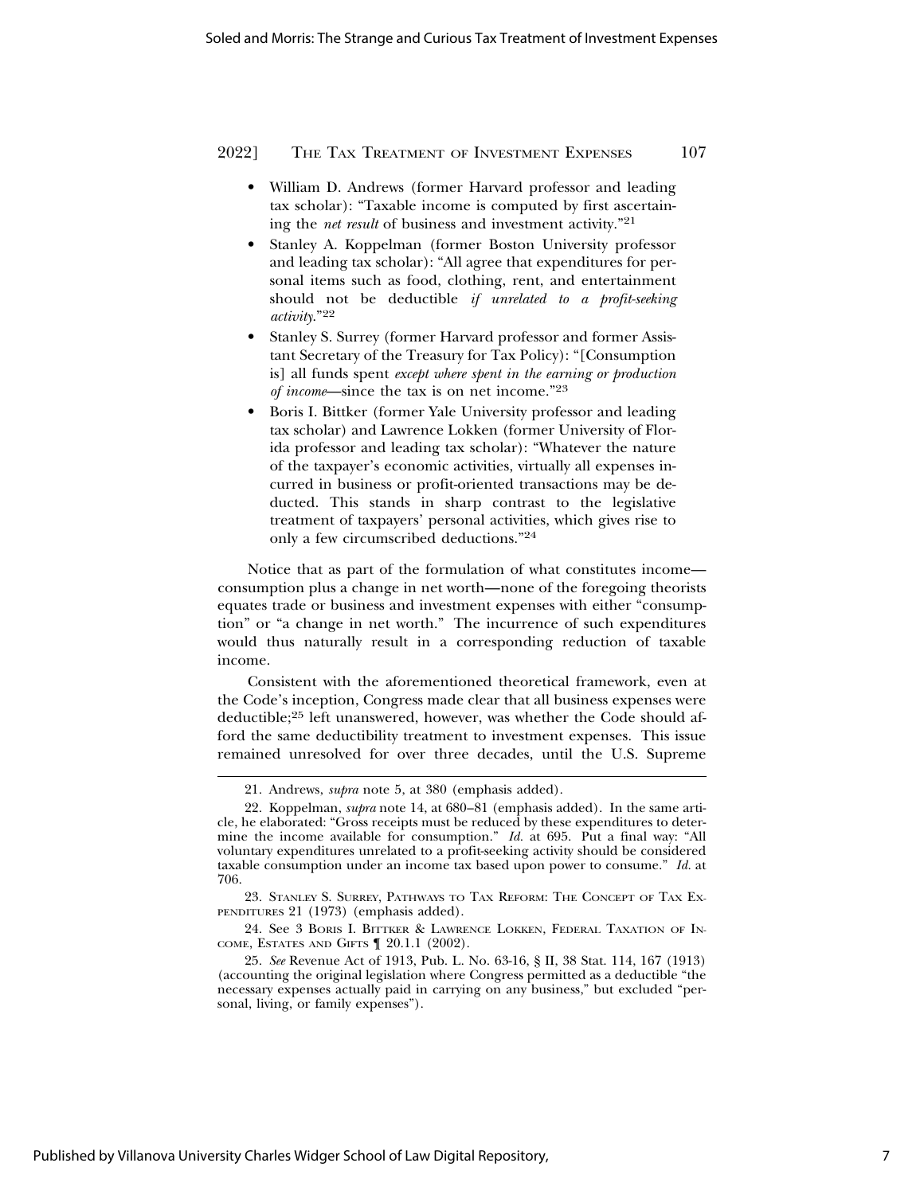- William D. Andrews (former Harvard professor and leading tax scholar): "Taxable income is computed by first ascertaining the *net result* of business and investment activity."[21]
- Stanley A. Koppelman (former Boston University professor and leading tax scholar): "All agree that expenditures for personal items such as food, clothing, rent, and entertainment should not be deductible *if unrelated to a profit-seeking activity*."[22]
- Stanley S. Surrey (former Harvard professor and former Assistant Secretary of the Treasury for Tax Policy): "[Consumption is] all funds spent *except where spent in the earning or production of income*—since the tax is on net income."[23]
- Boris I. Bittker (former Yale University professor and leading tax scholar) and Lawrence Lokken (former University of Florida professor and leading tax scholar): "Whatever the nature of the taxpayer's economic activities, virtually all expenses incurred in business or profit-oriented transactions may be deducted. This stands in sharp contrast to the legislative treatment of taxpayers' personal activities, which gives rise to only a few circumscribed deductions."[24]

Notice that as part of the formulation of what constitutes income—consumption plus a change in net worth—none of the foregoing theorists equates trade or business and investment expenses with either "consumption" or "a change in net worth." The incurrence of such expenditures would thus naturally result in a corresponding reduction of taxable income.

Consistent with the aforementioned theoretical framework, even at the Code's inception, Congress made clear that all business expenses were deductible;[25] left unanswered, however, was whether the Code should afford the same deductibility treatment to investment expenses. This issue remained unresolved for over three decades, until the U.S. Supreme

---

21. Andrews, *supra* note 5, at 380 (emphasis added).

22. Koppelman, *supra* note 14, at 680–81 (emphasis added). In the same article, he elaborated: "Gross receipts must be reduced by these expenditures to determine the income available for consumption." *Id.* at 695. Put a final way: "All voluntary expenditures unrelated to a profit-seeking activity should be considered taxable consumption under an income tax based upon power to consume." *Id.* at 706.

23. Stanley S. Surrey, Pathways to Tax Reform: The Concept of Tax Expenditures 21 (1973) (emphasis added).

24. See 3 Boris I. Bittker & Lawrence Lokken, Federal Taxation of Income, Estates and Gifts ¶ 20.1.1 (2002).

25. *See* Revenue Act of 1913, Pub. L. No. 63-16, § II, 38 Stat. 114, 167 (1913) (accounting the original legislation where Congress permitted as a deductible "the necessary expenses actually paid in carrying on any business," but excluded "personal, living, or family expenses").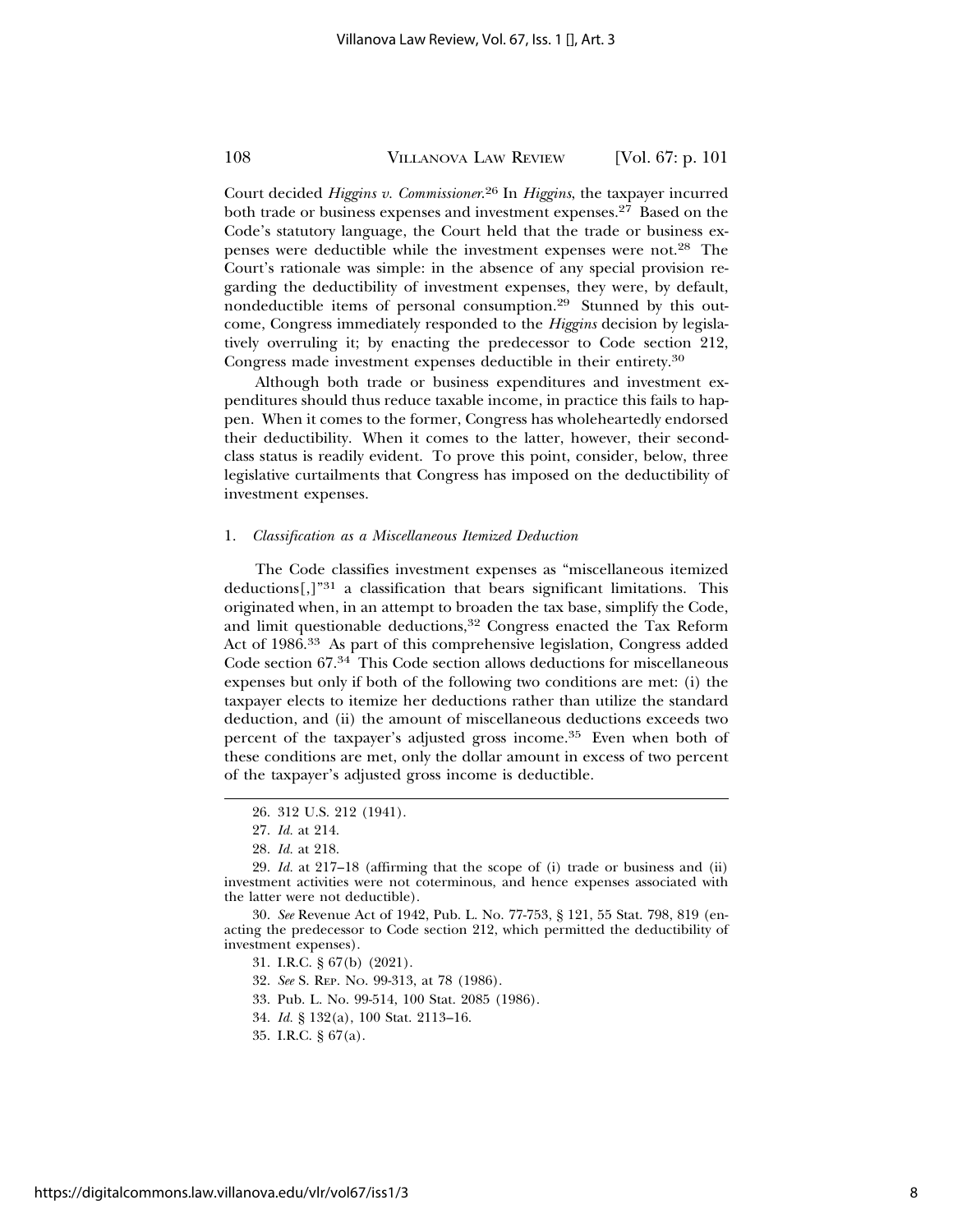Court decided *Higgins v. Commissioner*.[26] In *Higgins*, the taxpayer incurred both trade or business expenses and investment expenses.[27] Based on the Code's statutory language, the Court held that the trade or business expenses were deductible while the investment expenses were not.[28] The Court's rationale was simple: in the absence of any special provision regarding the deductibility of investment expenses, they were, by default, nondeductible items of personal consumption.[29] Stunned by this outcome, Congress immediately responded to the *Higgins* decision by legislatively overruling it; by enacting the predecessor to Code section 212, Congress made investment expenses deductible in their entirety.[30]

Although both trade or business expenditures and investment expenditures should thus reduce taxable income, in practice this fails to happen. When it comes to the former, Congress has wholeheartedly endorsed their deductibility. When it comes to the latter, however, their second-class status is readily evident. To prove this point, consider, below, three legislative curtailments that Congress has imposed on the deductibility of investment expenses.

### 1. *Classification as a Miscellaneous Itemized Deduction*

The Code classifies investment expenses as "miscellaneous itemized deductions[,]"[31] a classification that bears significant limitations. This originated when, in an attempt to broaden the tax base, simplify the Code, and limit questionable deductions,[32] Congress enacted the Tax Reform Act of 1986.[33] As part of this comprehensive legislation, Congress added Code section 67.[34] This Code section allows deductions for miscellaneous expenses but only if both of the following two conditions are met: (i) the taxpayer elects to itemize her deductions rather than utilize the standard deduction, and (ii) the amount of miscellaneous deductions exceeds two percent of the taxpayer's adjusted gross income.[35] Even when both of these conditions are met, only the dollar amount in excess of two percent of the taxpayer's adjusted gross income is deductible.

---

26. 312 U.S. 212 (1941).

27. *Id.* at 214.

28. *Id.* at 218.

29. *Id.* at 217–18 (affirming that the scope of (i) trade or business and (ii) investment activities were not coterminous, and hence expenses associated with the latter were not deductible).

30. *See* Revenue Act of 1942, Pub. L. No. 77-753, § 121, 55 Stat. 798, 819 (enacting the predecessor to Code section 212, which permitted the deductibility of investment expenses).

31. I.R.C. § 67(b) (2021).

32. *See* S. REP. NO. 99-313, at 78 (1986).

33. Pub. L. No. 99-514, 100 Stat. 2085 (1986).

34. *Id.* § 132(a), 100 Stat. 2113–16.

35. I.R.C. § 67(a).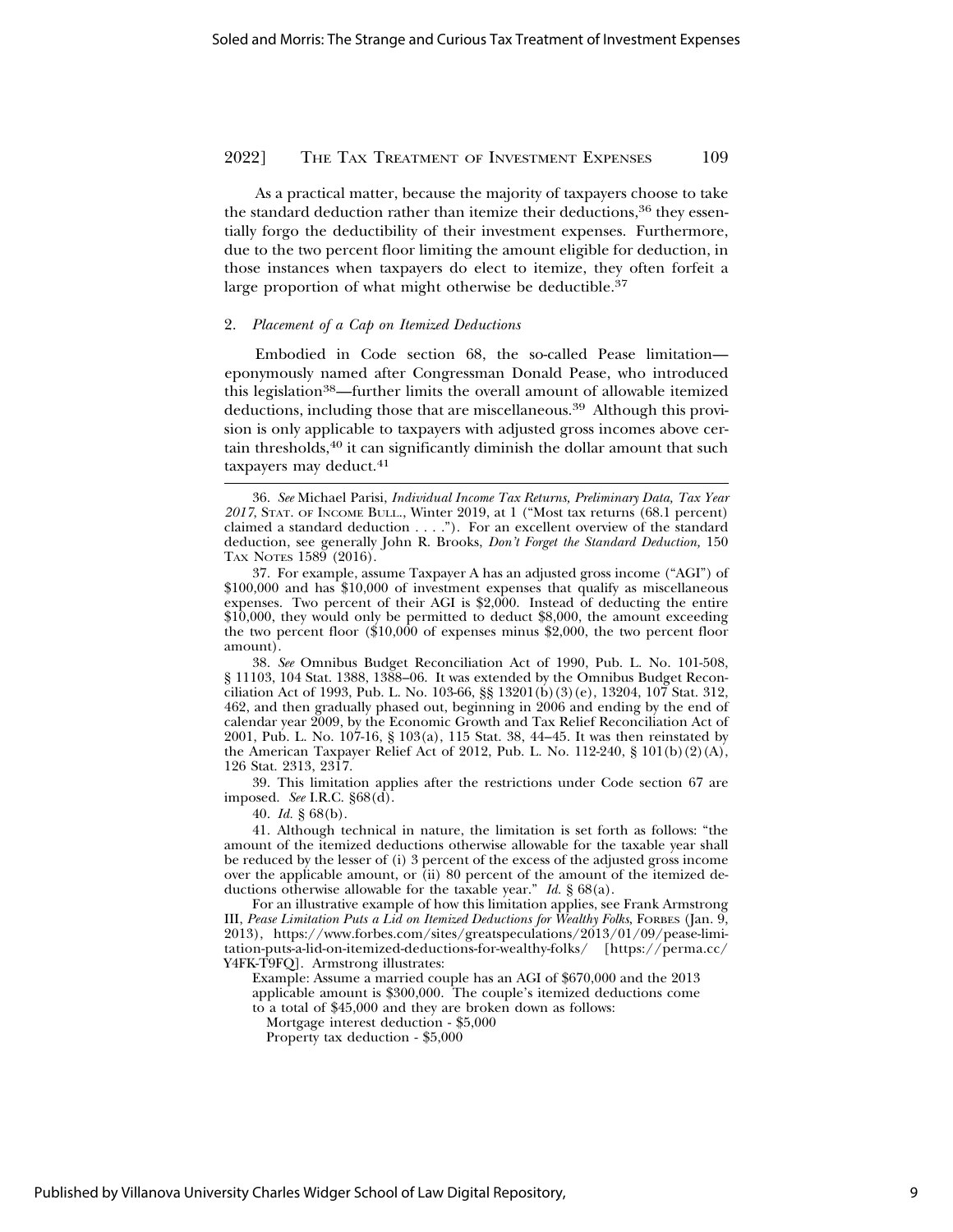As a practical matter, because the majority of taxpayers choose to take the standard deduction rather than itemize their deductions,[36] they essentially forgo the deductibility of their investment expenses. Furthermore, due to the two percent floor limiting the amount eligible for deduction, in those instances when taxpayers do elect to itemize, they often forfeit a large proportion of what might otherwise be deductible.[37]

### 2. *Placement of a Cap on Itemized Deductions*

Embodied in Code section 68, the so-called Pease limitation—eponymously named after Congressman Donald Pease, who introduced this legislation[38]—further limits the overall amount of allowable itemized deductions, including those that are miscellaneous.[39] Although this provision is only applicable to taxpayers with adjusted gross incomes above certain thresholds,[40] it can significantly diminish the dollar amount that such taxpayers may deduct.[41]

---

36. *See* Michael Parisi, *Individual Income Tax Returns, Preliminary Data, Tax Year 2017*, STAT. OF INCOME BULL., Winter 2019, at 1 ("Most tax returns (68.1 percent) claimed a standard deduction . . . ."). For an excellent overview of the standard deduction, see generally John R. Brooks, *Don't Forget the Standard Deduction*, 150 TAX NOTES 1589 (2016).

37. For example, assume Taxpayer A has an adjusted gross income ("AGI") of $100,000 and has $10,000 of investment expenses that qualify as miscellaneous expenses. Two percent of their AGI is $2,000. Instead of deducting the entire $10,000, they would only be permitted to deduct $8,000, the amount exceeding the two percent floor ($10,000 of expenses minus $2,000, the two percent floor amount).

38. *See* Omnibus Budget Reconciliation Act of 1990, Pub. L. No. 101-508, § 11103, 104 Stat. 1388, 1388–06. It was extended by the Omnibus Budget Reconciliation Act of 1993, Pub. L. No. 103-66, §§ 13201(b)(3)(e), 13204, 107 Stat. 312, 462, and then gradually phased out, beginning in 2006 and ending by the end of calendar year 2009, by the Economic Growth and Tax Relief Reconciliation Act of 2001, Pub. L. No. 107-16, § 103(a), 115 Stat. 38, 44–45. It was then reinstated by the American Taxpayer Relief Act of 2012, Pub. L. No. 112-240, § 101(b)(2)(A), 126 Stat. 2313, 2317.

39. This limitation applies after the restrictions under Code section 67 are imposed. *See* I.R.C. §68(d).

40. *Id.* § 68(b).

41. Although technical in nature, the limitation is set forth as follows: "the amount of the itemized deductions otherwise allowable for the taxable year shall be reduced by the lesser of (i) 3 percent of the excess of the adjusted gross income over the applicable amount, or (ii) 80 percent of the amount of the itemized deductions otherwise allowable for the taxable year." *Id.* § 68(a).

For an illustrative example of how this limitation applies, see Frank Armstrong III, *Pease Limitation Puts a Lid on Itemized Deductions for Wealthy Folks*, FORBES (Jan. 9, 2013), https://www.forbes.com/sites/greatspeculations/2013/01/09/pease-limitation-puts-a-lid-on-itemized-deductions-for-wealthy-folks/ [https://perma.cc/Y4FK-T9FQ]. Armstrong illustrates:

> Example: Assume a married couple has an AGI of $670,000 and the 2013 applicable amount is $300,000. The couple's itemized deductions come to a total of $45,000 and they are broken down as follows:
>
> Mortgage interest deduction - $5,000
>
> Property tax deduction - $5,000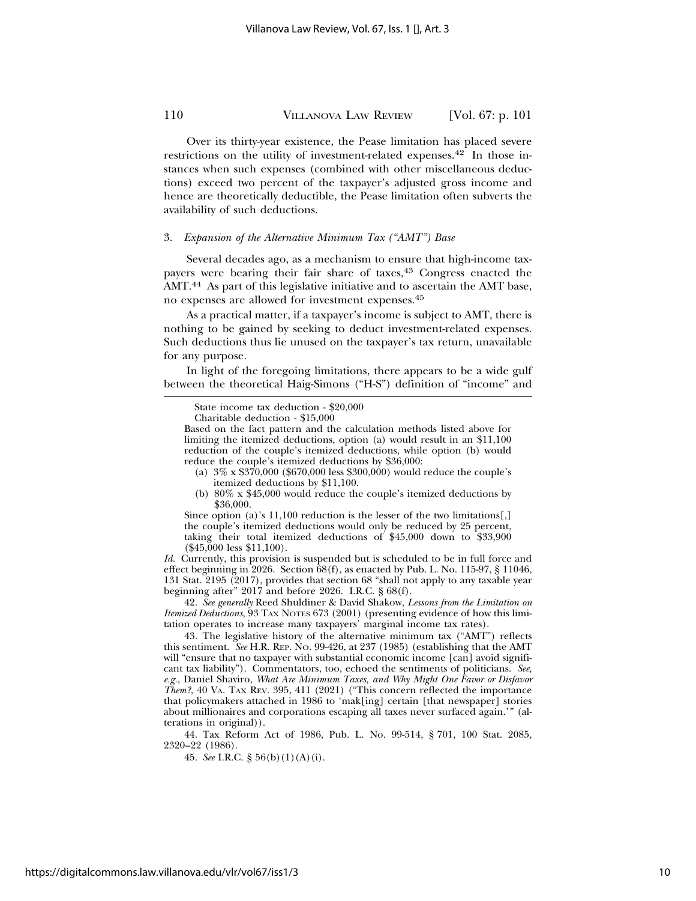Over its thirty-year existence, the Pease limitation has placed severe restrictions on the utility of investment-related expenses.[42] In those instances when such expenses (combined with other miscellaneous deductions) exceed two percent of the taxpayer's adjusted gross income and hence are theoretically deductible, the Pease limitation often subverts the availability of such deductions.

### 3. *Expansion of the Alternative Minimum Tax ("AMT") Base*

Several decades ago, as a mechanism to ensure that high-income taxpayers were bearing their fair share of taxes,[43] Congress enacted the AMT.[44] As part of this legislative initiative and to ascertain the AMT base, no expenses are allowed for investment expenses.[45]

As a practical matter, if a taxpayer's income is subject to AMT, there is nothing to be gained by seeking to deduct investment-related expenses. Such deductions thus lie unused on the taxpayer's tax return, unavailable for any purpose.

In light of the foregoing limitations, there appears to be a wide gulf between the theoretical Haig-Simons ("H-S") definition of "income" and

---

State income tax deduction - $20,000

Charitable deduction - $15,000

Based on the fact pattern and the calculation methods listed above for limiting the itemized deductions, option (a) would result in an $11,100 reduction of the couple's itemized deductions, while option (b) would reduce the couple's itemized deductions by $36,000:

(a) 3% x $370,000 ($670,000 less $300,000) would reduce the couple's itemized deductions by $11,100.

(b) 80% x $45,000 would reduce the couple's itemized deductions by $36,000.

Since option (a)'s 11,100 reduction is the lesser of the two limitations[,] the couple's itemized deductions would only be reduced by 25 percent, taking their total itemized deductions of $45,000 down to $33,900 ($45,000 less $11,100).

*Id.* Currently, this provision is suspended but is scheduled to be in full force and effect beginning in 2026. Section 68(f), as enacted by Pub. L. No. 115-97, § 11046, 131 Stat. 2195 (2017), provides that section 68 "shall not apply to any taxable year beginning after" 2017 and before 2026. I.R.C. § 68(f).

42. *See generally* Reed Shuldiner & David Shakow, *Lessons from the Limitation on Itemized Deductions*, 93 TAX NOTES 673 (2001) (presenting evidence of how this limitation operates to increase many taxpayers' marginal income tax rates).

43. The legislative history of the alternative minimum tax ("AMT") reflects this sentiment. *See* H.R. REP. NO. 99-426, at 237 (1985) (establishing that the AMT will "ensure that no taxpayer with substantial economic income [can] avoid significant tax liability"). Commentators, too, echoed the sentiments of politicians. *See, e.g.*, Daniel Shaviro, *What Are Minimum Taxes, and Why Might One Favor or Disfavor Them?*, 40 VA. TAX REV. 395, 411 (2021) ("This concern reflected the importance that policymakers attached in 1986 to 'mak[ing] certain [that newspaper] stories about millionaires and corporations escaping all taxes never surfaced again.'" (alterations in original)).

44. Tax Reform Act of 1986, Pub. L. No. 99-514, § 701, 100 Stat. 2085, 2320–22 (1986).

45. *See* I.R.C. § 56(b)(1)(A)(i).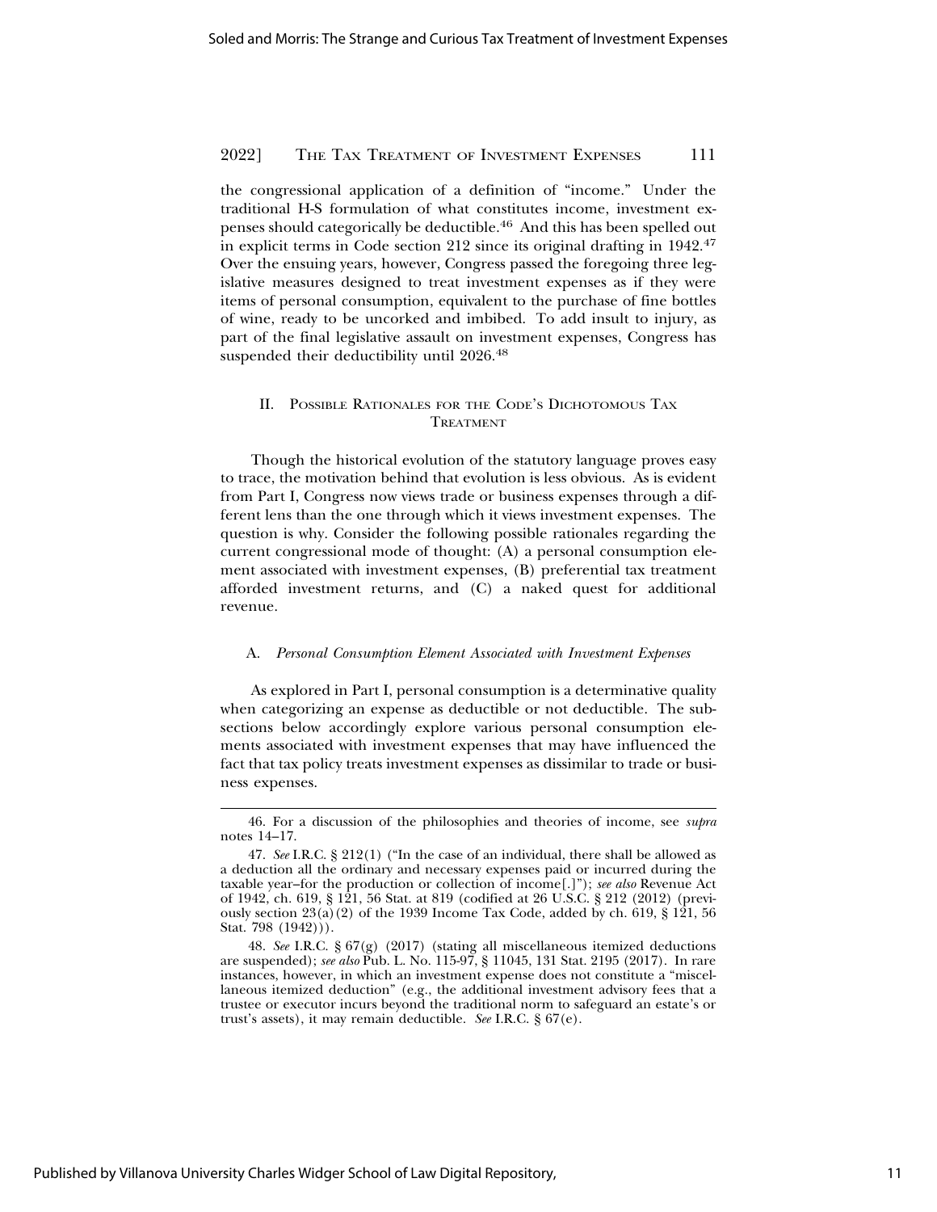the congressional application of a definition of "income." Under the traditional H-S formulation of what constitutes income, investment expenses should categorically be deductible.[46] And this has been spelled out in explicit terms in Code section 212 since its original drafting in 1942.[47] Over the ensuing years, however, Congress passed the foregoing three legislative measures designed to treat investment expenses as if they were items of personal consumption, equivalent to the purchase of fine bottles of wine, ready to be uncorked and imbibed. To add insult to injury, as part of the final legislative assault on investment expenses, Congress has suspended their deductibility until 2026.[48]

## II. Possible Rationales for the Code's Dichotomous Tax Treatment

Though the historical evolution of the statutory language proves easy to trace, the motivation behind that evolution is less obvious. As is evident from Part I, Congress now views trade or business expenses through a different lens than the one through which it views investment expenses. The question is why. Consider the following possible rationales regarding the current congressional mode of thought: (A) a personal consumption element associated with investment expenses, (B) preferential tax treatment afforded investment returns, and (C) a naked quest for additional revenue.

### A. *Personal Consumption Element Associated with Investment Expenses*

As explored in Part I, personal consumption is a determinative quality when categorizing an expense as deductible or not deductible. The subsections below accordingly explore various personal consumption elements associated with investment expenses that may have influenced the fact that tax policy treats investment expenses as dissimilar to trade or business expenses.

---

46. For a discussion of the philosophies and theories of income, see *supra* notes 14–17.

47. *See* I.R.C. § 212(1) ("In the case of an individual, there shall be allowed as a deduction all the ordinary and necessary expenses paid or incurred during the taxable year–for the production or collection of income[.]"); *see also* Revenue Act of 1942, ch. 619, § 121, 56 Stat. at 819 (codified at 26 U.S.C. § 212 (2012) (previously section 23(a)(2) of the 1939 Income Tax Code, added by ch. 619, § 121, 56 Stat. 798 (1942))).

48. *See* I.R.C. § 67(g) (2017) (stating all miscellaneous itemized deductions are suspended); *see also* Pub. L. No. 115-97, § 11045, 131 Stat. 2195 (2017). In rare instances, however, in which an investment expense does not constitute a "miscellaneous itemized deduction" (e.g., the additional investment advisory fees that a trustee or executor incurs beyond the traditional norm to safeguard an estate's or trust's assets), it may remain deductible. *See* I.R.C. § 67(e).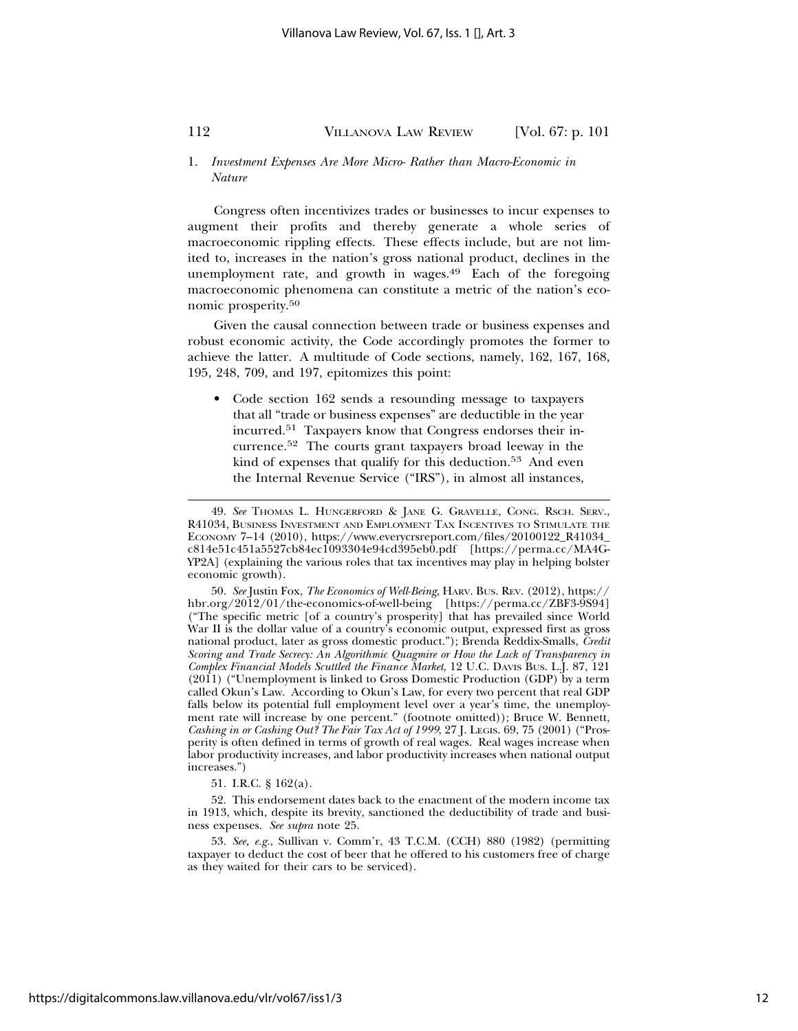### 1. *Investment Expenses Are More Micro- Rather than Macro-Economic in Nature*

Congress often incentivizes trades or businesses to incur expenses to augment their profits and thereby generate a whole series of macroeconomic rippling effects. These effects include, but are not limited to, increases in the nation's gross national product, declines in the unemployment rate, and growth in wages.[49] Each of the foregoing macroeconomic phenomena can constitute a metric of the nation's economic prosperity.[50]

Given the causal connection between trade or business expenses and robust economic activity, the Code accordingly promotes the former to achieve the latter. A multitude of Code sections, namely, 162, 167, 168, 195, 248, 709, and 197, epitomizes this point:

- Code section 162 sends a resounding message to taxpayers that all "trade or business expenses" are deductible in the year incurred.[51] Taxpayers know that Congress endorses their incurrence.[52] The courts grant taxpayers broad leeway in the kind of expenses that qualify for this deduction.[53] And even the Internal Revenue Service ("IRS"), in almost all instances,

---

49. *See* Thomas L. Hungerford & Jane G. Gravelle, Cong. Rsch. Serv., R41034, Business Investment and Employment Tax Incentives to Stimulate the Economy 7–14 (2010), https://www.everycrsreport.com/files/20100122_R41034_c814e51c451a5527cb84ec1093304e94cd395eb0.pdf [https://perma.cc/MA4G-YP2A] (explaining the various roles that tax incentives may play in helping bolster economic growth).

50. *See* Justin Fox, *The Economics of Well-Being*, Harv. Bus. Rev. (2012), https://hbr.org/2012/01/the-economics-of-well-being [https://perma.cc/ZBF3-9S94] ("The specific metric [of a country's prosperity] that has prevailed since World War II is the dollar value of a country's economic output, expressed first as gross national product, later as gross domestic product."); Brenda Reddix-Smalls, *Credit Scoring and Trade Secrecy: An Algorithmic Quagmire or How the Lack of Transparency in Complex Financial Models Scuttled the Finance Market*, 12 U.C. Davis Bus. L.J. 87, 121 (2011) ("Unemployment is linked to Gross Domestic Production (GDP) by a term called Okun's Law. According to Okun's Law, for every two percent that real GDP falls below its potential full employment level over a year's time, the unemployment rate will increase by one percent." (footnote omitted)); Bruce W. Bennett, *Cashing in or Cashing Out? The Fair Tax Act of 1999*, 27 J. Legis. 69, 75 (2001) ("Prosperity is often defined in terms of growth of real wages. Real wages increase when labor productivity increases, and labor productivity increases when national output increases.")

51. I.R.C. § 162(a).

52. This endorsement dates back to the enactment of the modern income tax in 1913, which, despite its brevity, sanctioned the deductibility of trade and business expenses. *See supra* note 25.

53. *See, e.g.*, Sullivan v. Comm'r, 43 T.C.M. (CCH) 880 (1982) (permitting taxpayer to deduct the cost of beer that he offered to his customers free of charge as they waited for their cars to be serviced).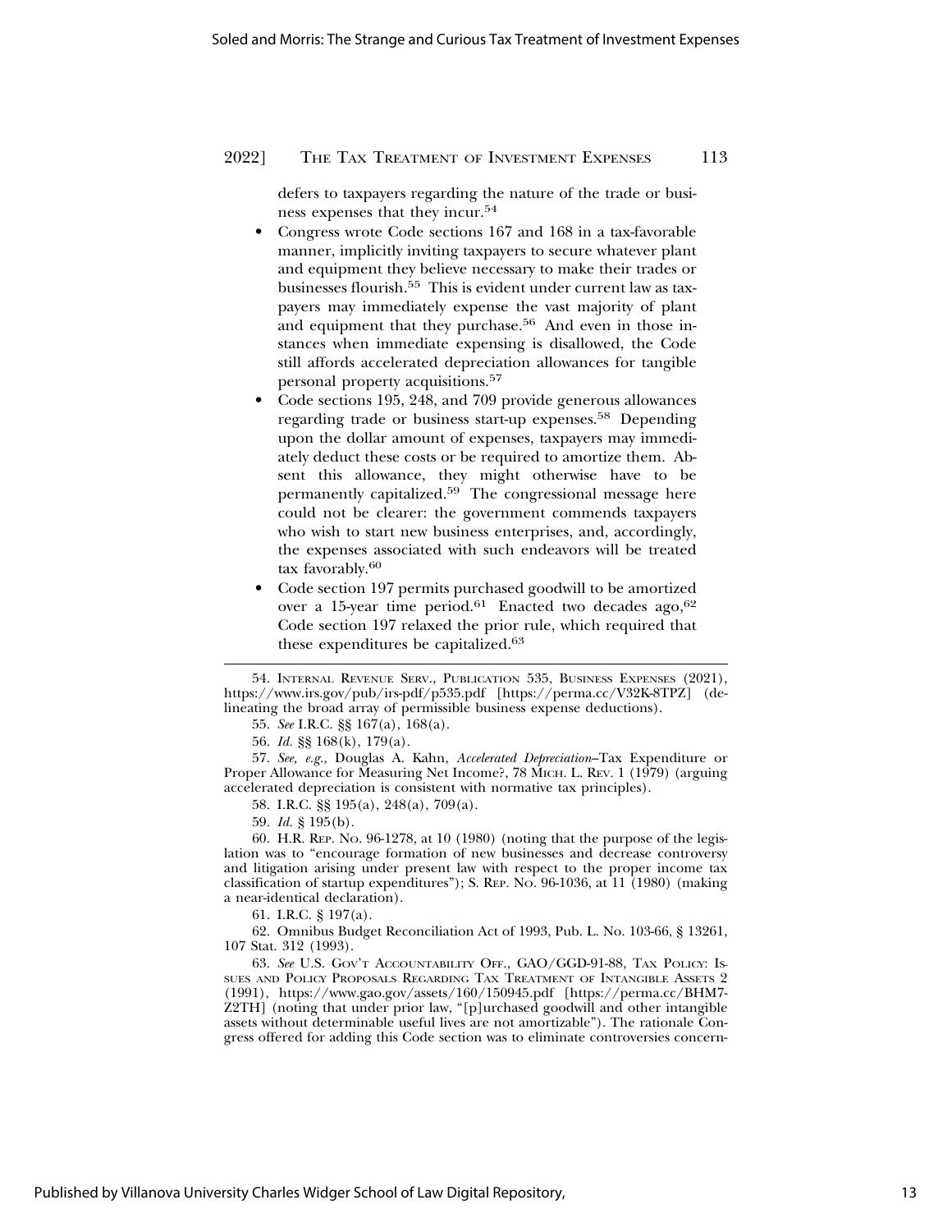defers to taxpayers regarding the nature of the trade or business expenses that they incur.[54]

- Congress wrote Code sections 167 and 168 in a tax-favorable manner, implicitly inviting taxpayers to secure whatever plant and equipment they believe necessary to make their trades or businesses flourish.[55] This is evident under current law as taxpayers may immediately expense the vast majority of plant and equipment that they purchase.[56] And even in those instances when immediate expensing is disallowed, the Code still affords accelerated depreciation allowances for tangible personal property acquisitions.[57]
- Code sections 195, 248, and 709 provide generous allowances regarding trade or business start-up expenses.[58] Depending upon the dollar amount of expenses, taxpayers may immediately deduct these costs or be required to amortize them. Absent this allowance, they might otherwise have to be permanently capitalized.[59] The congressional message here could not be clearer: the government commends taxpayers who wish to start new business enterprises, and, accordingly, the expenses associated with such endeavors will be treated tax favorably.[60]
- Code section 197 permits purchased goodwill to be amortized over a 15-year time period.[61] Enacted two decades ago,[62] Code section 197 relaxed the prior rule, which required that these expenditures be capitalized.[63]

---

54. INTERNAL REVENUE SERV., PUBLICATION 535, BUSINESS EXPENSES (2021), https://www.irs.gov/pub/irs-pdf/p535.pdf [https://perma.cc/V32K-8TPZ] (delineating the broad array of permissible business expense deductions).

55. *See* I.R.C. §§ 167(a), 168(a).

56. *Id.* §§ 168(k), 179(a).

57. *See, e.g.*, Douglas A. Kahn, *Accelerated Depreciation*–Tax Expenditure or Proper Allowance for Measuring Net Income?, 78 MICH. L. REV. 1 (1979) (arguing accelerated depreciation is consistent with normative tax principles).

58. I.R.C. §§ 195(a), 248(a), 709(a).

59. *Id.* § 195(b).

60. H.R. REP. NO. 96-1278, at 10 (1980) (noting that the purpose of the legislation was to "encourage formation of new businesses and decrease controversy and litigation arising under present law with respect to the proper income tax classification of startup expenditures"); S. REP. NO. 96-1036, at 11 (1980) (making a near-identical declaration).

61. I.R.C. § 197(a).

62. Omnibus Budget Reconciliation Act of 1993, Pub. L. No. 103-66, § 13261, 107 Stat. 312 (1993).

63. *See* U.S. GOV'T ACCOUNTABILITY OFF., GAO/GGD-91-88, TAX POLICY: ISSUES AND POLICY PROPOSALS REGARDING TAX TREATMENT OF INTANGIBLE ASSETS 2 (1991), https://www.gao.gov/assets/160/150945.pdf [https://perma.cc/BHM7-Z2TH] (noting that under prior law, "[p]urchased goodwill and other intangible assets without determinable useful lives are not amortizable"). The rationale Congress offered for adding this Code section was to eliminate controversies concern-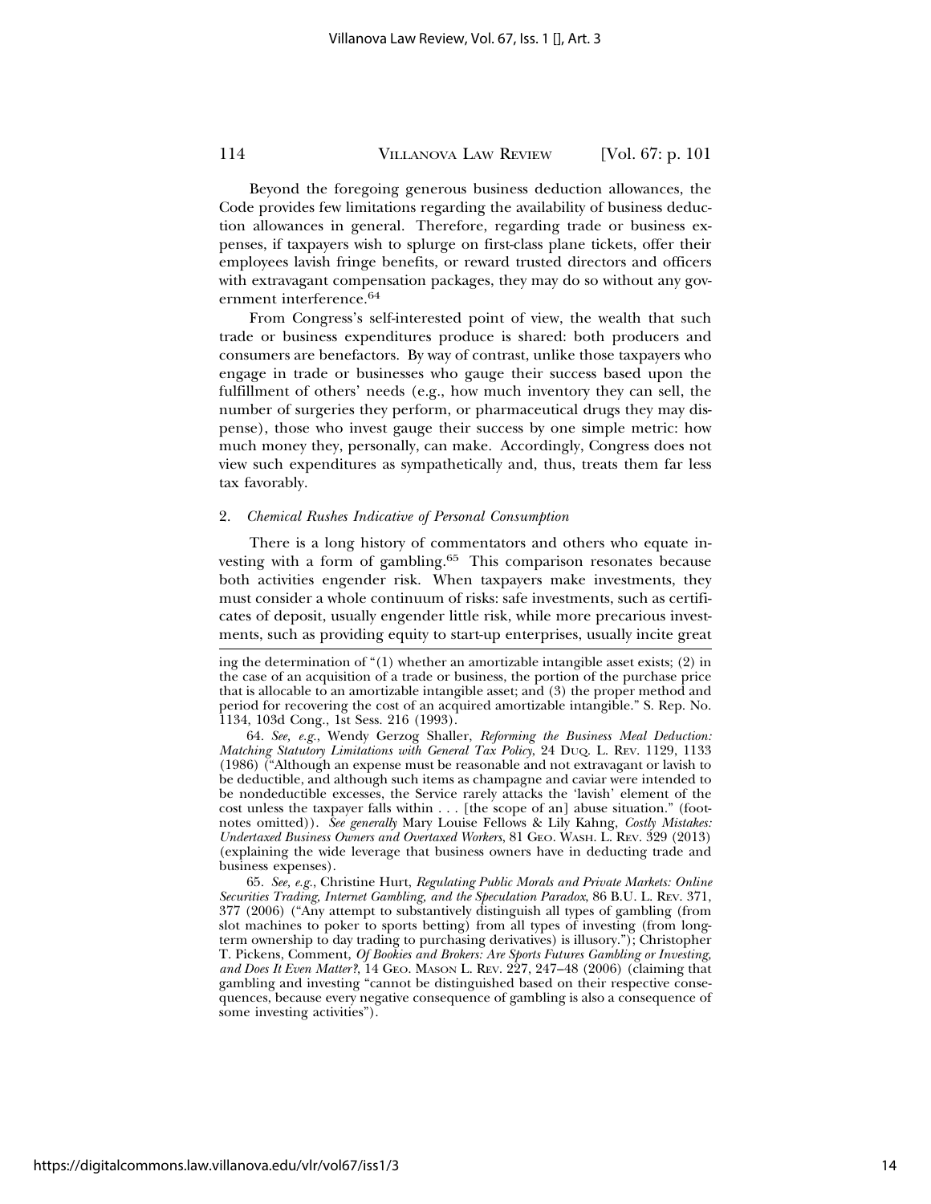Beyond the foregoing generous business deduction allowances, the Code provides few limitations regarding the availability of business deduction allowances in general. Therefore, regarding trade or business expenses, if taxpayers wish to splurge on first-class plane tickets, offer their employees lavish fringe benefits, or reward trusted directors and officers with extravagant compensation packages, they may do so without any government interference.[64]

From Congress's self-interested point of view, the wealth that such trade or business expenditures produce is shared: both producers and consumers are benefactors. By way of contrast, unlike those taxpayers who engage in trade or businesses who gauge their success based upon the fulfillment of others' needs (e.g., how much inventory they can sell, the number of surgeries they perform, or pharmaceutical drugs they may dispense), those who invest gauge their success by one simple metric: how much money they, personally, can make. Accordingly, Congress does not view such expenditures as sympathetically and, thus, treats them far less tax favorably.

### 2. *Chemical Rushes Indicative of Personal Consumption*

There is a long history of commentators and others who equate investing with a form of gambling.[65] This comparison resonates because both activities engender risk. When taxpayers make investments, they must consider a whole continuum of risks: safe investments, such as certificates of deposit, usually engender little risk, while more precarious investments, such as providing equity to start-up enterprises, usually incite great

---

ing the determination of "(1) whether an amortizable intangible asset exists; (2) in the case of an acquisition of a trade or business, the portion of the purchase price that is allocable to an amortizable intangible asset; and (3) the proper method and period for recovering the cost of an acquired amortizable intangible." S. Rep. No. 1134, 103d Cong., 1st Sess. 216 (1993).

64. *See, e.g.*, Wendy Gerzog Shaller, *Reforming the Business Meal Deduction: Matching Statutory Limitations with General Tax Policy*, 24 DUQ. L. REV. 1129, 1133 (1986) ("Although an expense must be reasonable and not extravagant or lavish to be deductible, and although such items as champagne and caviar were intended to be nondeductible excesses, the Service rarely attacks the 'lavish' element of the cost unless the taxpayer falls within . . . [the scope of an] abuse situation." (footnotes omitted)). *See generally* Mary Louise Fellows & Lily Kahng, *Costly Mistakes: Undertaxed Business Owners and Overtaxed Workers*, 81 GEO. WASH. L. REV. 329 (2013) (explaining the wide leverage that business owners have in deducting trade and business expenses).

65. *See, e.g.*, Christine Hurt, *Regulating Public Morals and Private Markets: Online Securities Trading, Internet Gambling, and the Speculation Paradox*, 86 B.U. L. REV. 371, 377 (2006) ("Any attempt to substantively distinguish all types of gambling (from slot machines to poker to sports betting) from all types of investing (from long-term ownership to day trading to purchasing derivatives) is illusory."); Christopher T. Pickens, Comment, *Of Bookies and Brokers: Are Sports Futures Gambling or Investing, and Does It Even Matter?*, 14 GEO. MASON L. REV. 227, 247–48 (2006) (claiming that gambling and investing "cannot be distinguished based on their respective consequences, because every negative consequence of gambling is also a consequence of some investing activities").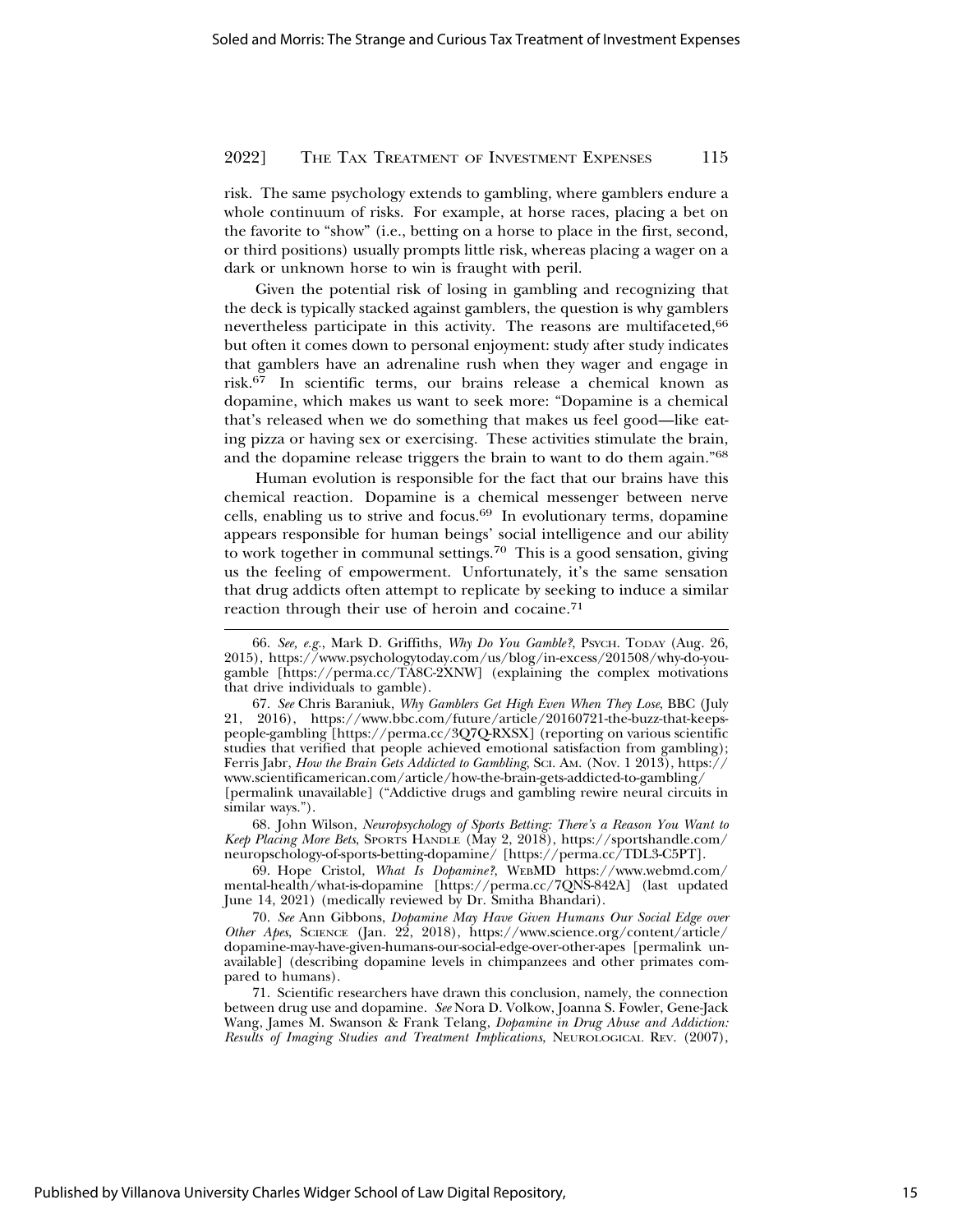risk. The same psychology extends to gambling, where gamblers endure a whole continuum of risks. For example, at horse races, placing a bet on the favorite to "show" (i.e., betting on a horse to place in the first, second, or third positions) usually prompts little risk, whereas placing a wager on a dark or unknown horse to win is fraught with peril.

Given the potential risk of losing in gambling and recognizing that the deck is typically stacked against gamblers, the question is why gamblers nevertheless participate in this activity. The reasons are multifaceted,[66] but often it comes down to personal enjoyment: study after study indicates that gamblers have an adrenaline rush when they wager and engage in risk.[67] In scientific terms, our brains release a chemical known as dopamine, which makes us want to seek more: "Dopamine is a chemical that's released when we do something that makes us feel good—like eating pizza or having sex or exercising. These activities stimulate the brain, and the dopamine release triggers the brain to want to do them again."[68]

Human evolution is responsible for the fact that our brains have this chemical reaction. Dopamine is a chemical messenger between nerve cells, enabling us to strive and focus.[69] In evolutionary terms, dopamine appears responsible for human beings' social intelligence and our ability to work together in communal settings.[70] This is a good sensation, giving us the feeling of empowerment. Unfortunately, it's the same sensation that drug addicts often attempt to replicate by seeking to induce a similar reaction through their use of heroin and cocaine.[71]

---

66. *See, e.g.*, Mark D. Griffiths, *Why Do You Gamble?*, PSYCH. TODAY (Aug. 26, 2015), https://www.psychologytoday.com/us/blog/in-excess/201508/why-do-you-gamble [https://perma.cc/TA8C-2XNW] (explaining the complex motivations that drive individuals to gamble).

67. *See* Chris Baraniuk, *Why Gamblers Get High Even When They Lose*, BBC (July 21, 2016), https://www.bbc.com/future/article/20160721-the-buzz-that-keeps-people-gambling [https://perma.cc/3Q7Q-RXSX] (reporting on various scientific studies that verified that people achieved emotional satisfaction from gambling); Ferris Jabr, *How the Brain Gets Addicted to Gambling*, SCI. AM. (Nov. 1 2013), https://www.scientificamerican.com/article/how-the-brain-gets-addicted-to-gambling/ [permalink unavailable] ("Addictive drugs and gambling rewire neural circuits in similar ways.").

68. John Wilson, *Neuropsychology of Sports Betting: There's a Reason You Want to Keep Placing More Bets*, SPORTS HANDLE (May 2, 2018), https://sportshandle.com/neuropschology-of-sports-betting-dopamine/ [https://perma.cc/TDL3-C5PT].

69. Hope Cristol, *What Is Dopamine?*, WEBMD https://www.webmd.com/mental-health/what-is-dopamine [https://perma.cc/7QNS-842A] (last updated June 14, 2021) (medically reviewed by Dr. Smitha Bhandari).

70. *See* Ann Gibbons, *Dopamine May Have Given Humans Our Social Edge over Other Apes*, SCIENCE (Jan. 22, 2018), https://www.science.org/content/article/dopamine-may-have-given-humans-our-social-edge-over-other-apes [permalink unavailable] (describing dopamine levels in chimpanzees and other primates compared to humans).

71. Scientific researchers have drawn this conclusion, namely, the connection between drug use and dopamine. *See* Nora D. Volkow, Joanna S. Fowler, Gene-Jack Wang, James M. Swanson & Frank Telang, *Dopamine in Drug Abuse and Addiction: Results of Imaging Studies and Treatment Implications*, NEUROLOGICAL REV. (2007),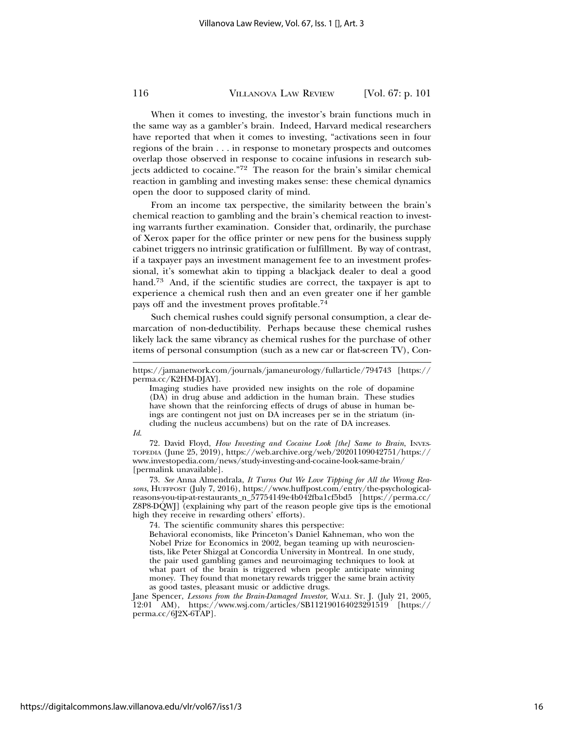When it comes to investing, the investor's brain functions much in the same way as a gambler's brain. Indeed, Harvard medical researchers have reported that when it comes to investing, "activations seen in four regions of the brain . . . in response to monetary prospects and outcomes overlap those observed in response to cocaine infusions in research subjects addicted to cocaine."[72] The reason for the brain's similar chemical reaction in gambling and investing makes sense: these chemical dynamics open the door to supposed clarity of mind.

From an income tax perspective, the similarity between the brain's chemical reaction to gambling and the brain's chemical reaction to investing warrants further examination. Consider that, ordinarily, the purchase of Xerox paper for the office printer or new pens for the business supply cabinet triggers no intrinsic gratification or fulfillment. By way of contrast, if a taxpayer pays an investment management fee to an investment professional, it's somewhat akin to tipping a blackjack dealer to deal a good hand.[73] And, if the scientific studies are correct, the taxpayer is apt to experience a chemical rush then and an even greater one if her gamble pays off and the investment proves profitable.[74]

Such chemical rushes could signify personal consumption, a clear demarcation of non-deductibility. Perhaps because these chemical rushes likely lack the same vibrancy as chemical rushes for the purchase of other items of personal consumption (such as a new car or flat-screen TV), Con-

---

https://jamanetwork.com/journals/jamaneurology/fullarticle/794743 [https://perma.cc/K2HM-DJAY].

> Imaging studies have provided new insights on the role of dopamine (DA) in drug abuse and addiction in the human brain. These studies have shown that the reinforcing effects of drugs of abuse in human beings are contingent not just on DA increases per se in the striatum (including the nucleus accumbens) but on the rate of DA increases.

*Id.*

72. David Floyd, *How Investing and Cocaine Look [the] Same to Brain*, INVESTOPEDIA (June 25, 2019), https://web.archive.org/web/20201109042751/https://www.investopedia.com/news/study-investing-and-cocaine-look-same-brain/ [permalink unavailable].

73. *See* Anna Almendrala, *It Turns Out We Love Tipping for All the Wrong Reasons*, HUFFPOST (July 7, 2016), https://www.huffpost.com/entry/the-psychological-reasons-you-tip-at-restaurants_n_57754149e4b042fba1cf5bd5 [https://perma.cc/Z8P8-DQWJ] (explaining why part of the reason people give tips is the emotional high they receive in rewarding others' efforts).

74. The scientific community shares this perspective:

> Behavioral economists, like Princeton's Daniel Kahneman, who won the Nobel Prize for Economics in 2002, began teaming up with neuroscientists, like Peter Shizgal at Concordia University in Montreal. In one study, the pair used gambling games and neuroimaging techniques to look at what part of the brain is triggered when people anticipate winning money. They found that monetary rewards trigger the same brain activity as good tastes, pleasant music or addictive drugs.

Jane Spencer, *Lessons from the Brain-Damaged Investor*, WALL ST. J. (July 21, 2005, 12:01 AM), https://www.wsj.com/articles/SB112190164023291519 [https://perma.cc/6J2X-6TAP].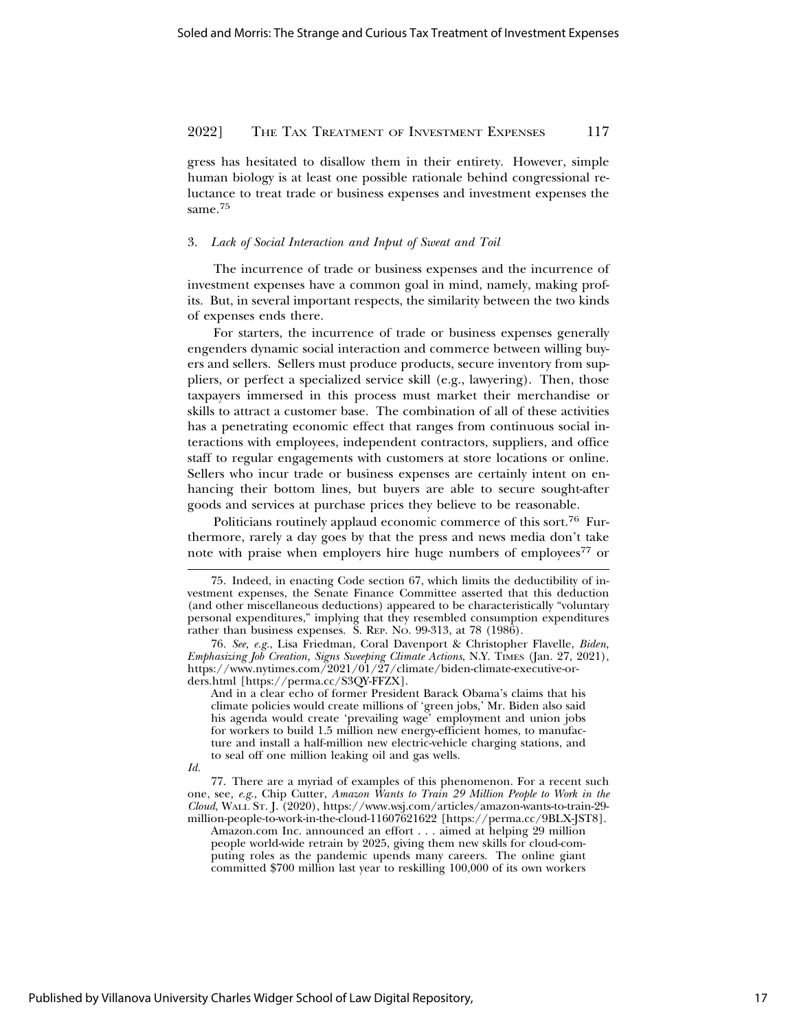gress has hesitated to disallow them in their entirety. However, simple human biology is at least one possible rationale behind congressional reluctance to treat trade or business expenses and investment expenses the same.[75]

### 3. *Lack of Social Interaction and Input of Sweat and Toil*

The incurrence of trade or business expenses and the incurrence of investment expenses have a common goal in mind, namely, making profits. But, in several important respects, the similarity between the two kinds of expenses ends there.

For starters, the incurrence of trade or business expenses generally engenders dynamic social interaction and commerce between willing buyers and sellers. Sellers must produce products, secure inventory from suppliers, or perfect a specialized service skill (e.g., lawyering). Then, those taxpayers immersed in this process must market their merchandise or skills to attract a customer base. The combination of all of these activities has a penetrating economic effect that ranges from continuous social interactions with employees, independent contractors, suppliers, and office staff to regular engagements with customers at store locations or online. Sellers who incur trade or business expenses are certainly intent on enhancing their bottom lines, but buyers are able to secure sought-after goods and services at purchase prices they believe to be reasonable.

Politicians routinely applaud economic commerce of this sort.[76] Furthermore, rarely a day goes by that the press and news media don't take note with praise when employers hire huge numbers of employees[77] or

---

75. Indeed, in enacting Code section 67, which limits the deductibility of investment expenses, the Senate Finance Committee asserted that this deduction (and other miscellaneous deductions) appeared to be characteristically "voluntary personal expenditures," implying that they resembled consumption expenditures rather than business expenses. S. REP. NO. 99-313, at 78 (1986).

76. *See, e.g.*, Lisa Friedman, Coral Davenport & Christopher Flavelle, *Biden, Emphasizing Job Creation, Signs Sweeping Climate Actions*, N.Y. TIMES (Jan. 27, 2021), https://www.nytimes.com/2021/01/27/climate/biden-climate-executive-orders.html [https://perma.cc/S3QY-FFZX].

> And in a clear echo of former President Barack Obama's claims that his climate policies would create millions of 'green jobs,' Mr. Biden also said his agenda would create 'prevailing wage' employment and union jobs for workers to build 1.5 million new energy-efficient homes, to manufacture and install a half-million new electric-vehicle charging stations, and to seal off one million leaking oil and gas wells.

*Id.*

77. There are a myriad of examples of this phenomenon. For a recent such one, see, *e.g.*, Chip Cutter, *Amazon Wants to Train 29 Million People to Work in the Cloud*, WALL ST. J. (2020), https://www.wsj.com/articles/amazon-wants-to-train-29-million-people-to-work-in-the-cloud-11607621622 [https://perma.cc/9BLX-JST8].

> Amazon.com Inc. announced an effort . . . aimed at helping 29 million people world-wide retrain by 2025, giving them new skills for cloud-computing roles as the pandemic upends many careers. The online giant committed $700 million last year to reskilling 100,000 of its own workers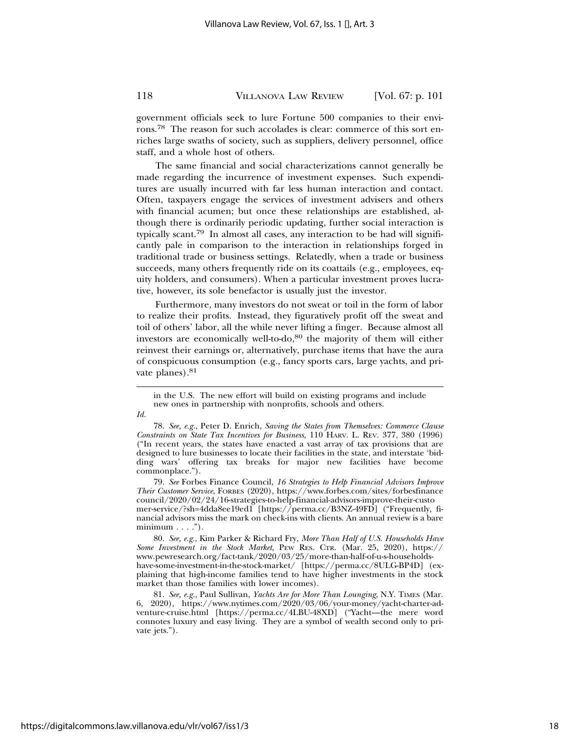government officials seek to lure Fortune 500 companies to their environs.[78] The reason for such accolades is clear: commerce of this sort enriches large swaths of society, such as suppliers, delivery personnel, office staff, and a whole host of others.

The same financial and social characterizations cannot generally be made regarding the incurrence of investment expenses. Such expenditures are usually incurred with far less human interaction and contact. Often, taxpayers engage the services of investment advisers and others with financial acumen; but once these relationships are established, although there is ordinarily periodic updating, further social interaction is typically scant.[79] In almost all cases, any interaction to be had will significantly pale in comparison to the interaction in relationships forged in traditional trade or business settings. Relatedly, when a trade or business succeeds, many others frequently ride on its coattails (e.g., employees, equity holders, and consumers). When a particular investment proves lucrative, however, its sole benefactor is usually just the investor.

Furthermore, many investors do not sweat or toil in the form of labor to realize their profits. Instead, they figuratively profit off the sweat and toil of others' labor, all the while never lifting a finger. Because almost all investors are economically well-to-do,[80] the majority of them will either reinvest their earnings or, alternatively, purchase items that have the aura of conspicuous consumption (e.g., fancy sports cars, large yachts, and private planes).[81]

---

in the U.S. The new effort will build on existing programs and include new ones in partnership with nonprofits, schools and others.

*Id.*

78. *See, e.g.*, Peter D. Enrich, *Saving the States from Themselves: Commerce Clause Constraints on State Tax Incentives for Business*, 110 HARV. L. REV. 377, 380 (1996) ("In recent years, the states have enacted a vast array of tax provisions that are designed to lure businesses to locate their facilities in the state, and interstate 'bidding wars' offering tax breaks for major new facilities have become commonplace.").

79. *See* Forbes Finance Council, *16 Strategies to Help Financial Advisors Improve Their Customer Service*, FORBES (2020), https://www.forbes.com/sites/forbesfinancecouncil/2020/02/24/16-strategies-to-help-financial-advisors-improve-their-customer-service/?sh=4dda8ee19ed1 [https://perma.cc/B3NZ-49FD] ("Frequently, financial advisors miss the mark on check-ins with clients. An annual review is a bare minimum . . . .").

80. *See, e.g.*, Kim Parker & Richard Fry, *More Than Half of U.S. Households Have Some Investment in the Stock Market*, PEW RES. CTR. (Mar. 25, 2020), https://www.pewresearch.org/fact-tank/2020/03/25/more-than-half-of-u-s-households-have-some-investment-in-the-stock-market/ [https://perma.cc/8ULG-BP4D] (explaining that high-income families tend to have higher investments in the stock market than those families with lower incomes).

81. *See, e.g.*, Paul Sullivan, *Yachts Are for More Than Lounging*, N.Y. TIMES (Mar. 6, 2020), https://www.nytimes.com/2020/03/06/your-money/yacht-charter-adventure-cruise.html [https://perma.cc/4LBU-48XD] ("Yacht—the mere word connotes luxury and easy living. They are a symbol of wealth second only to private jets.").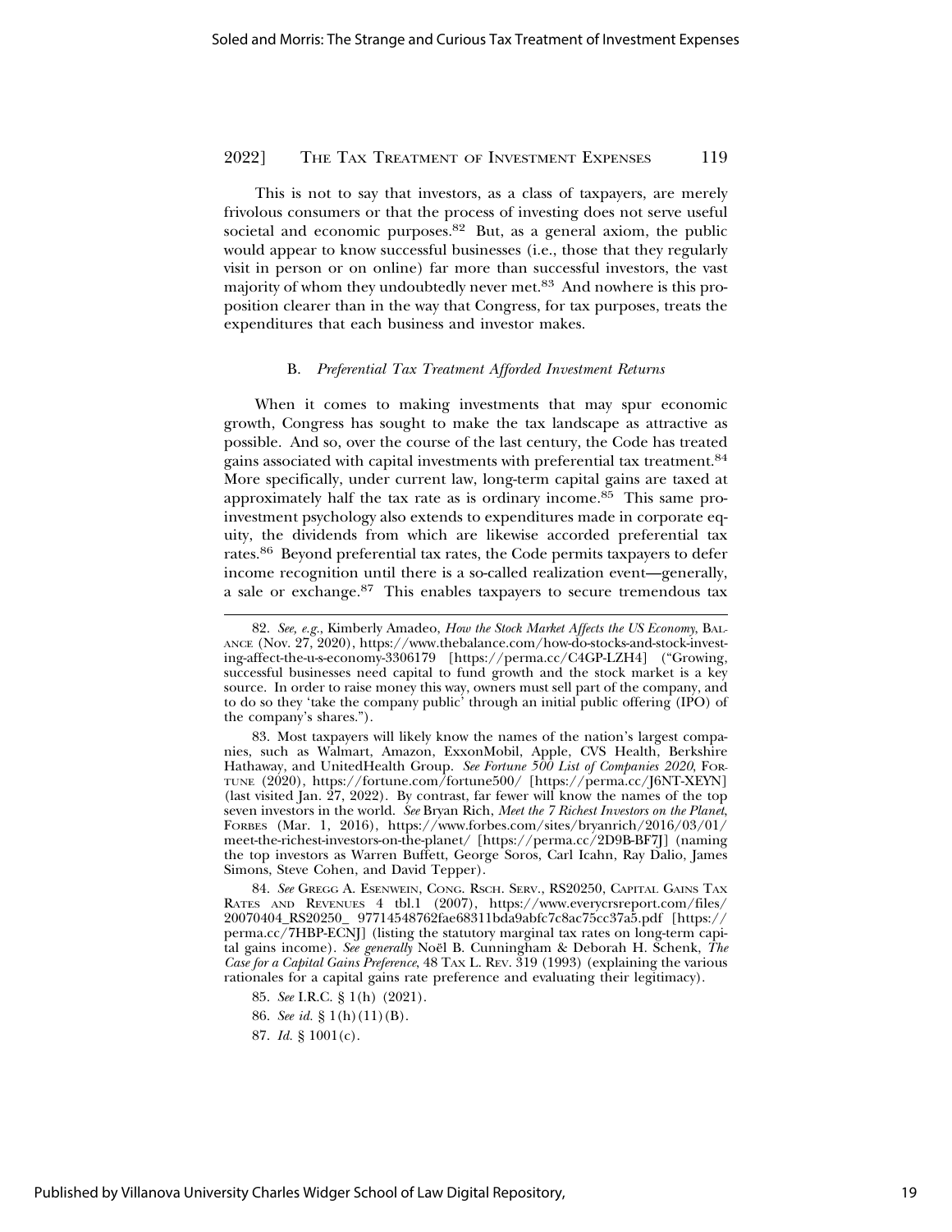This is not to say that investors, as a class of taxpayers, are merely frivolous consumers or that the process of investing does not serve useful societal and economic purposes.[82] But, as a general axiom, the public would appear to know successful businesses (i.e., those that they regularly visit in person or on online) far more than successful investors, the vast majority of whom they undoubtedly never met.[83] And nowhere is this proposition clearer than in the way that Congress, for tax purposes, treats the expenditures that each business and investor makes.

### B. *Preferential Tax Treatment Afforded Investment Returns*

When it comes to making investments that may spur economic growth, Congress has sought to make the tax landscape as attractive as possible. And so, over the course of the last century, the Code has treated gains associated with capital investments with preferential tax treatment.[84] More specifically, under current law, long-term capital gains are taxed at approximately half the tax rate as is ordinary income.[85] This same pro-investment psychology also extends to expenditures made in corporate equity, the dividends from which are likewise accorded preferential tax rates.[86] Beyond preferential tax rates, the Code permits taxpayers to defer income recognition until there is a so-called realization event—generally, a sale or exchange.[87] This enables taxpayers to secure tremendous tax

---

82. *See, e.g.*, Kimberly Amadeo, *How the Stock Market Affects the US Economy*, BALANCE (Nov. 27, 2020), https://www.thebalance.com/how-do-stocks-and-stock-investing-affect-the-u-s-economy-3306179 [https://perma.cc/C4GP-LZH4] ("Growing, successful businesses need capital to fund growth and the stock market is a key source. In order to raise money this way, owners must sell part of the company, and to do so they 'take the company public' through an initial public offering (IPO) of the company's shares.").

83. Most taxpayers will likely know the names of the nation's largest companies, such as Walmart, Amazon, ExxonMobil, Apple, CVS Health, Berkshire Hathaway, and UnitedHealth Group. *See Fortune 500 List of Companies 2020*, FORTUNE (2020), https://fortune.com/fortune500/ [https://perma.cc/J6NT-XEYN] (last visited Jan. 27, 2022). By contrast, far fewer will know the names of the top seven investors in the world. *See* Bryan Rich, *Meet the 7 Richest Investors on the Planet*, FORBES (Mar. 1, 2016), https://www.forbes.com/sites/bryanrich/2016/03/01/meet-the-richest-investors-on-the-planet/ [https://perma.cc/2D9B-BF7J] (naming the top investors as Warren Buffett, George Soros, Carl Icahn, Ray Dalio, James Simons, Steve Cohen, and David Tepper).

84. *See* GREGG A. ESENWEIN, CONG. RSCH. SERV., RS20250, CAPITAL GAINS TAX RATES AND REVENUES 4 tbl.1 (2007), https://www.everycrsreport.com/files/20070404_RS20250_ 97714548762fae68311bda9abfc7c8ac75cc37a5.pdf [https://perma.cc/7HBP-ECNJ] (listing the statutory marginal tax rates on long-term capital gains income). *See generally* Noël B. Cunningham & Deborah H. Schenk, *The Case for a Capital Gains Preference*, 48 TAX L. REV. 319 (1993) (explaining the various rationales for a capital gains rate preference and evaluating their legitimacy).

85. *See* I.R.C. § 1(h) (2021).

86. *See id.* § 1(h)(11)(B).

87. *Id.* § 1001(c).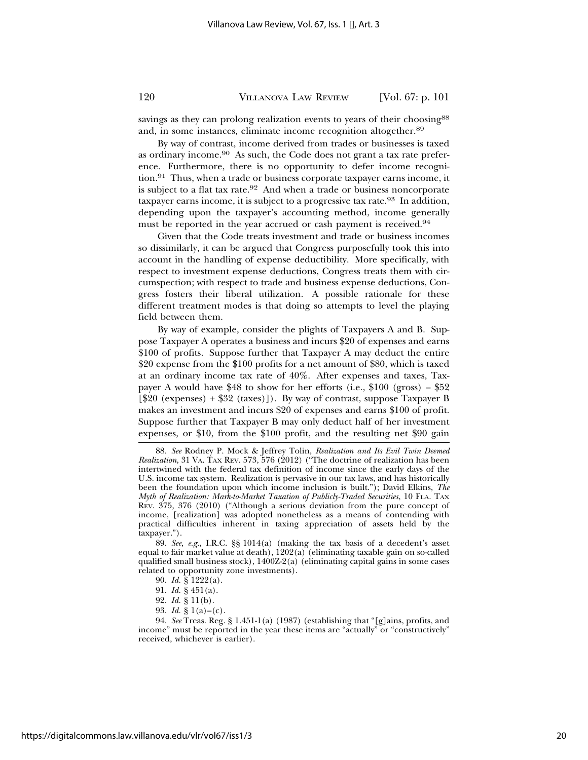savings as they can prolong realization events to years of their choosing[88] and, in some instances, eliminate income recognition altogether.[89]

By way of contrast, income derived from trades or businesses is taxed as ordinary income.[90] As such, the Code does not grant a tax rate preference. Furthermore, there is no opportunity to defer income recognition.[91] Thus, when a trade or business corporate taxpayer earns income, it is subject to a flat tax rate.[92] And when a trade or business noncorporate taxpayer earns income, it is subject to a progressive tax rate.[93] In addition, depending upon the taxpayer's accounting method, income generally must be reported in the year accrued or cash payment is received.[94]

Given that the Code treats investment and trade or business incomes so dissimilarly, it can be argued that Congress purposefully took this into account in the handling of expense deductibility. More specifically, with respect to investment expense deductions, Congress treats them with circumspection; with respect to trade and business expense deductions, Congress fosters their liberal utilization. A possible rationale for these different treatment modes is that doing so attempts to level the playing field between them.

By way of example, consider the plights of Taxpayers A and B. Suppose Taxpayer A operates a business and incurs $20 of expenses and earns $100 of profits. Suppose further that Taxpayer A may deduct the entire $20 expense from the $100 profits for a net amount of $80, which is taxed at an ordinary income tax rate of 40%. After expenses and taxes, Taxpayer A would have $48 to show for her efforts (i.e., $100 (gross) – $52 [$20 (expenses) + $32 (taxes)]). By way of contrast, suppose Taxpayer B makes an investment and incurs $20 of expenses and earns $100 of profit. Suppose further that Taxpayer B may only deduct half of her investment expenses, or $10, from the $100 profit, and the resulting net $90 gain

---

88. *See* Rodney P. Mock & Jeffrey Tolin, *Realization and Its Evil Twin Deemed Realization*, 31 VA. TAX REV. 573, 576 (2012) ("The doctrine of realization has been intertwined with the federal tax definition of income since the early days of the U.S. income tax system. Realization is pervasive in our tax laws, and has historically been the foundation upon which income inclusion is built."); David Elkins, *The Myth of Realization: Mark-to-Market Taxation of Publicly-Traded Securities*, 10 FLA. TAX REV. 375, 376 (2010) ("Although a serious deviation from the pure concept of income, [realization] was adopted nonetheless as a means of contending with practical difficulties inherent in taxing appreciation of assets held by the taxpayer.").

89. *See, e.g.*, I.R.C. §§ 1014(a) (making the tax basis of a decedent's asset equal to fair market value at death), 1202(a) (eliminating taxable gain on so-called qualified small business stock), 1400Z-2(a) (eliminating capital gains in some cases related to opportunity zone investments).

90. *Id.* § 1222(a).

91. *Id.* § 451(a).

92. *Id.* § 11(b).

93. *Id.* § 1(a)–(c).

94. *See* Treas. Reg. § 1.451-1(a) (1987) (establishing that "[g]ains, profits, and income" must be reported in the year these items are "actually" or "constructively" received, whichever is earlier).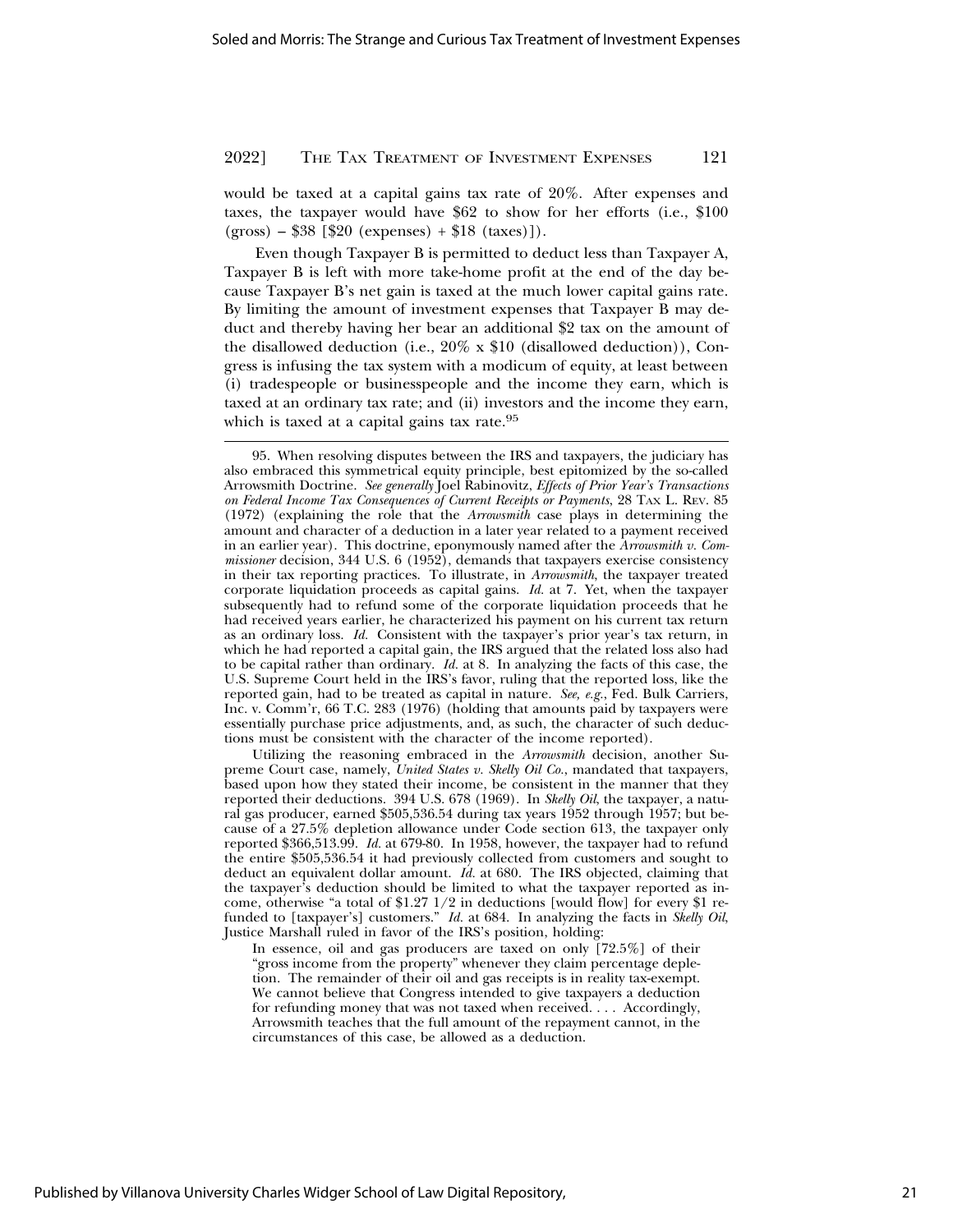would be taxed at a capital gains tax rate of 20%. After expenses and taxes, the taxpayer would have $62 to show for her efforts (i.e., $100 (gross) – $38 [$20 (expenses) + $18 (taxes)]).

Even though Taxpayer B is permitted to deduct less than Taxpayer A, Taxpayer B is left with more take-home profit at the end of the day because Taxpayer B's net gain is taxed at the much lower capital gains rate. By limiting the amount of investment expenses that Taxpayer B may deduct and thereby having her bear an additional $2 tax on the amount of the disallowed deduction (i.e., 20% x $10 (disallowed deduction)), Congress is infusing the tax system with a modicum of equity, at least between (i) tradespeople or businesspeople and the income they earn, which is taxed at an ordinary tax rate; and (ii) investors and the income they earn, which is taxed at a capital gains tax rate.[95]

---

95. When resolving disputes between the IRS and taxpayers, the judiciary has also embraced this symmetrical equity principle, best epitomized by the so-called Arrowsmith Doctrine. *See generally* Joel Rabinovitz, *Effects of Prior Year's Transactions on Federal Income Tax Consequences of Current Receipts or Payments*, 28 TAX L. REV. 85 (1972) (explaining the role that the *Arrowsmith* case plays in determining the amount and character of a deduction in a later year related to a payment received in an earlier year). This doctrine, eponymously named after the *Arrowsmith v. Commissioner* decision, 344 U.S. 6 (1952), demands that taxpayers exercise consistency in their tax reporting practices. To illustrate, in *Arrowsmith*, the taxpayer treated corporate liquidation proceeds as capital gains. *Id.* at 7. Yet, when the taxpayer subsequently had to refund some of the corporate liquidation proceeds that he had received years earlier, he characterized his payment on his current tax return as an ordinary loss. *Id.* Consistent with the taxpayer's prior year's tax return, in which he had reported a capital gain, the IRS argued that the related loss also had to be capital rather than ordinary. *Id.* at 8. In analyzing the facts of this case, the U.S. Supreme Court held in the IRS's favor, ruling that the reported loss, like the reported gain, had to be treated as capital in nature. *See, e.g.*, Fed. Bulk Carriers, Inc. v. Comm'r, 66 T.C. 283 (1976) (holding that amounts paid by taxpayers were essentially purchase price adjustments, and, as such, the character of such deductions must be consistent with the character of the income reported).

Utilizing the reasoning embraced in the *Arrowsmith* decision, another Supreme Court case, namely, *United States v. Skelly Oil Co.*, mandated that taxpayers, based upon how they stated their income, be consistent in the manner that they reported their deductions. 394 U.S. 678 (1969). In *Skelly Oil*, the taxpayer, a natural gas producer, earned $505,536.54 during tax years 1952 through 1957; but because of a 27.5% depletion allowance under Code section 613, the taxpayer only reported $366,513.99. *Id.* at 679-80. In 1958, however, the taxpayer had to refund the entire $505,536.54 it had previously collected from customers and sought to deduct an equivalent dollar amount. *Id.* at 680. The IRS objected, claiming that the taxpayer's deduction should be limited to what the taxpayer reported as income, otherwise "a total of $1.27 1/2 in deductions [would flow] for every $1 refunded to [taxpayer's] customers." *Id.* at 684. In analyzing the facts in *Skelly Oil*, Justice Marshall ruled in favor of the IRS's position, holding:

> In essence, oil and gas producers are taxed on only [72.5%] of their "gross income from the property" whenever they claim percentage depletion. The remainder of their oil and gas receipts is in reality tax-exempt. We cannot believe that Congress intended to give taxpayers a deduction for refunding money that was not taxed when received. . . . Accordingly, Arrowsmith teaches that the full amount of the repayment cannot, in the circumstances of this case, be allowed as a deduction.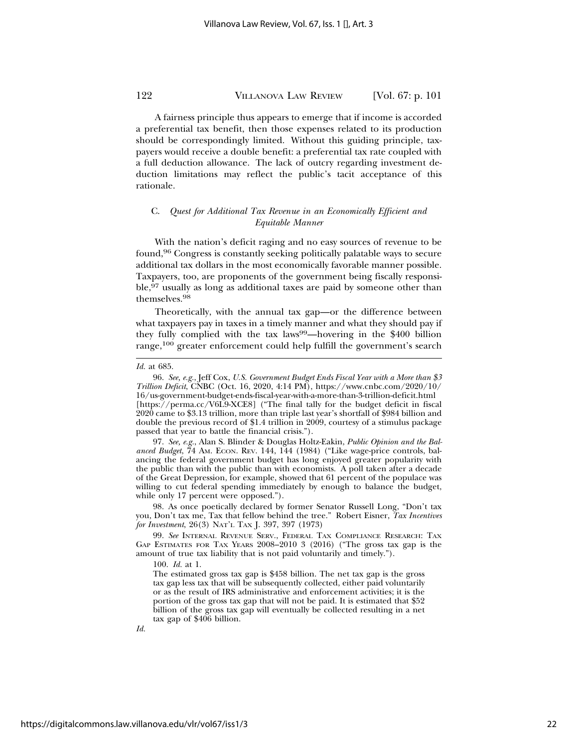A fairness principle thus appears to emerge that if income is accorded a preferential tax benefit, then those expenses related to its production should be correspondingly limited. Without this guiding principle, taxpayers would receive a double benefit: a preferential tax rate coupled with a full deduction allowance. The lack of outcry regarding investment deduction limitations may reflect the public's tacit acceptance of this rationale.

### C. *Quest for Additional Tax Revenue in an Economically Efficient and Equitable Manner*

With the nation's deficit raging and no easy sources of revenue to be found,[96] Congress is constantly seeking politically palatable ways to secure additional tax dollars in the most economically favorable manner possible. Taxpayers, too, are proponents of the government being fiscally responsible,[97] usually as long as additional taxes are paid by someone other than themselves.[98]

Theoretically, with the annual tax gap—or the difference between what taxpayers pay in taxes in a timely manner and what they should pay if they fully complied with the tax laws[99]—hovering in the $400 billion range,[100] greater enforcement could help fulfill the government's search

---

*Id.* at 685.

96. *See, e.g.*, Jeff Cox, *U.S. Government Budget Ends Fiscal Year with a More than $3 Trillion Deficit*, CNBC (Oct. 16, 2020, 4:14 PM), https://www.cnbc.com/2020/10/16/us-government-budget-ends-fiscal-year-with-a-more-than-3-trillion-deficit.html [https://perma.cc/V6L9-XCE8] ("The final tally for the budget deficit in fiscal 2020 came to $3.13 trillion, more than triple last year's shortfall of $984 billion and double the previous record of $1.4 trillion in 2009, courtesy of a stimulus package passed that year to battle the financial crisis.").

97. *See, e.g.*, Alan S. Blinder & Douglas Holtz-Eakin, *Public Opinion and the Balanced Budget*, 74 AM. ECON. REV. 144, 144 (1984) ("Like wage-price controls, balancing the federal government budget has long enjoyed greater popularity with the public than with the public than with economists. A poll taken after a decade of the Great Depression, for example, showed that 61 percent of the populace was willing to cut federal spending immediately by enough to balance the budget, while only 17 percent were opposed.").

98. As once poetically declared by former Senator Russell Long, "Don't tax you, Don't tax me, Tax that fellow behind the tree." Robert Eisner, *Tax Incentives for Investment*, 26(3) NAT'L TAX J. 397, 397 (1973)

99. *See* INTERNAL REVENUE SERV., FEDERAL TAX COMPLIANCE RESEARCH: TAX GAP ESTIMATES FOR TAX YEARS 2008–2010 3 (2016) ("The gross tax gap is the amount of true tax liability that is not paid voluntarily and timely.").

100. *Id.* at 1.

> The estimated gross tax gap is $458 billion. The net tax gap is the gross tax gap less tax that will be subsequently collected, either paid voluntarily or as the result of IRS administrative and enforcement activities; it is the portion of the gross tax gap that will not be paid. It is estimated that $52 billion of the gross tax gap will eventually be collected resulting in a net tax gap of $406 billion.

*Id.*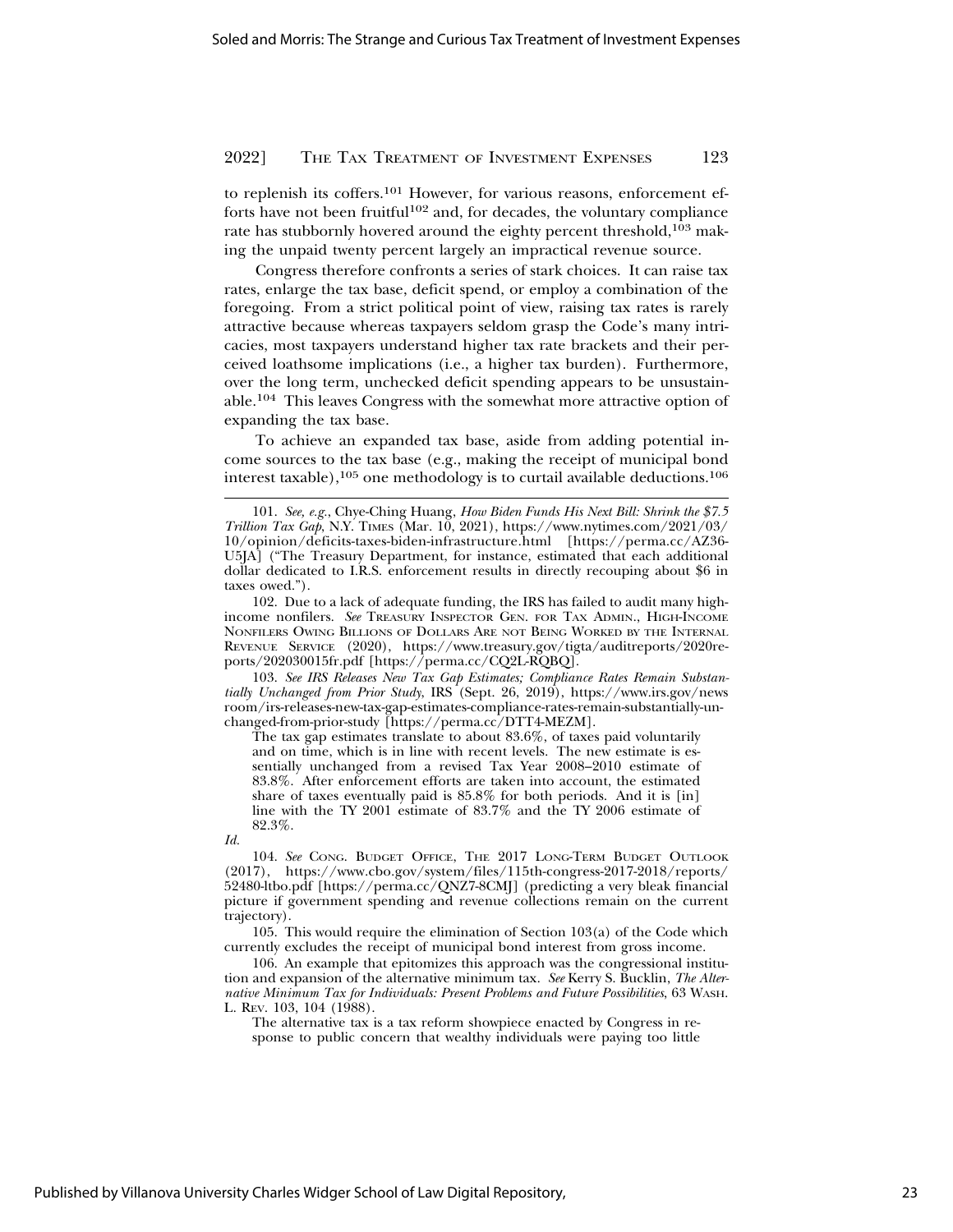to replenish its coffers.[101] However, for various reasons, enforcement efforts have not been fruitful[102] and, for decades, the voluntary compliance rate has stubbornly hovered around the eighty percent threshold,[103] making the unpaid twenty percent largely an impractical revenue source.

Congress therefore confronts a series of stark choices. It can raise tax rates, enlarge the tax base, deficit spend, or employ a combination of the foregoing. From a strict political point of view, raising tax rates is rarely attractive because whereas taxpayers seldom grasp the Code's many intricacies, most taxpayers understand higher tax rate brackets and their perceived loathsome implications (i.e., a higher tax burden). Furthermore, over the long term, unchecked deficit spending appears to be unsustainable.[104] This leaves Congress with the somewhat more attractive option of expanding the tax base.

To achieve an expanded tax base, aside from adding potential income sources to the tax base (e.g., making the receipt of municipal bond interest taxable),[105] one methodology is to curtail available deductions.[106]

---

101. *See, e.g.*, Chye-Ching Huang, *How Biden Funds His Next Bill: Shrink the $7.5 Trillion Tax Gap*, N.Y. TIMES (Mar. 10, 2021), https://www.nytimes.com/2021/03/10/opinion/deficits-taxes-biden-infrastructure.html [https://perma.cc/AZ36-U5JA] ("The Treasury Department, for instance, estimated that each additional dollar dedicated to I.R.S. enforcement results in directly recouping about $6 in taxes owed.").

102. Due to a lack of adequate funding, the IRS has failed to audit many high-income nonfilers. *See* TREASURY INSPECTOR GEN. FOR TAX ADMIN., HIGH-INCOME NONFILERS OWING BILLIONS OF DOLLARS ARE NOT BEING WORKED BY THE INTERNAL REVENUE SERVICE (2020), https://www.treasury.gov/tigta/auditreports/2020reports/202030015fr.pdf [https://perma.cc/CQ2L-RQBQ].

103. *See IRS Releases New Tax Gap Estimates; Compliance Rates Remain Substantially Unchanged from Prior Study*, IRS (Sept. 26, 2019), https://www.irs.gov/newsroom/irs-releases-new-tax-gap-estimates-compliance-rates-remain-substantially-unchanged-from-prior-study [https://perma.cc/DTT4-MEZM].

> The tax gap estimates translate to about 83.6%, of taxes paid voluntarily and on time, which is in line with recent levels. The new estimate is essentially unchanged from a revised Tax Year 2008–2010 estimate of 83.8%. After enforcement efforts are taken into account, the estimated share of taxes eventually paid is 85.8% for both periods. And it is [in] line with the TY 2001 estimate of 83.7% and the TY 2006 estimate of 82.3%.

*Id.*

104. *See* CONG. BUDGET OFFICE, THE 2017 LONG-TERM BUDGET OUTLOOK (2017), https://www.cbo.gov/system/files/115th-congress-2017-2018/reports/52480-ltbo.pdf [https://perma.cc/QNZ7-8CMJ] (predicting a very bleak financial picture if government spending and revenue collections remain on the current trajectory).

105. This would require the elimination of Section 103(a) of the Code which currently excludes the receipt of municipal bond interest from gross income.

106. An example that epitomizes this approach was the congressional institution and expansion of the alternative minimum tax. *See* Kerry S. Bucklin, *The Alternative Minimum Tax for Individuals: Present Problems and Future Possibilities*, 63 WASH. L. REV. 103, 104 (1988).

> The alternative tax is a tax reform showpiece enacted by Congress in response to public concern that wealthy individuals were paying too little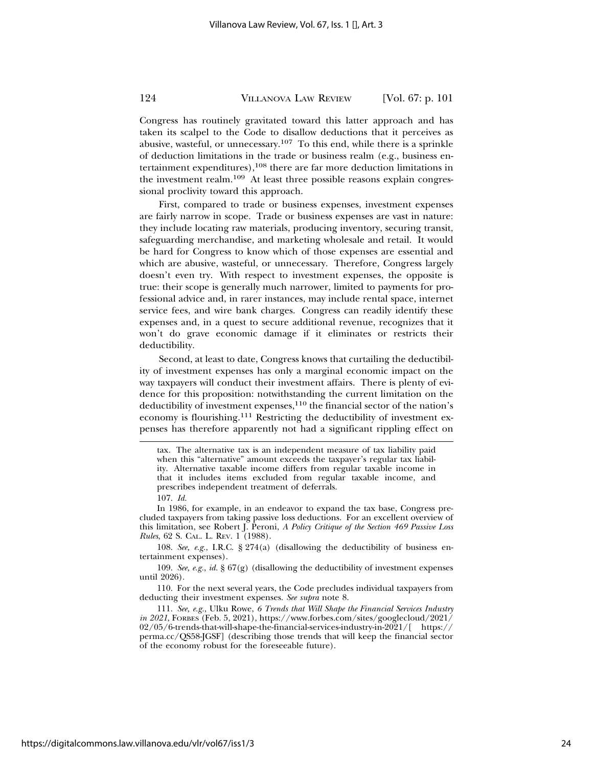Congress has routinely gravitated toward this latter approach and has taken its scalpel to the Code to disallow deductions that it perceives as abusive, wasteful, or unnecessary.[107] To this end, while there is a sprinkle of deduction limitations in the trade or business realm (e.g., business entertainment expenditures),[108] there are far more deduction limitations in the investment realm.[109] At least three possible reasons explain congressional proclivity toward this approach.

First, compared to trade or business expenses, investment expenses are fairly narrow in scope. Trade or business expenses are vast in nature: they include locating raw materials, producing inventory, securing transit, safeguarding merchandise, and marketing wholesale and retail. It would be hard for Congress to know which of those expenses are essential and which are abusive, wasteful, or unnecessary. Therefore, Congress largely doesn't even try. With respect to investment expenses, the opposite is true: their scope is generally much narrower, limited to payments for professional advice and, in rarer instances, may include rental space, internet service fees, and wire bank charges. Congress can readily identify these expenses and, in a quest to secure additional revenue, recognizes that it won't do grave economic damage if it eliminates or restricts their deductibility.

Second, at least to date, Congress knows that curtailing the deductibility of investment expenses has only a marginal economic impact on the way taxpayers will conduct their investment affairs. There is plenty of evidence for this proposition: notwithstanding the current limitation on the deductibility of investment expenses,[110] the financial sector of the nation's economy is flourishing.[111] Restricting the deductibility of investment expenses has therefore apparently not had a significant rippling effect on

---

tax. The alternative tax is an independent measure of tax liability paid when this "alternative" amount exceeds the taxpayer's regular tax liability. Alternative taxable income differs from regular taxable income in that it includes items excluded from regular taxable income, and prescribes independent treatment of deferrals.

107. *Id.*

In 1986, for example, in an endeavor to expand the tax base, Congress precluded taxpayers from taking passive loss deductions. For an excellent overview of this limitation, see Robert J. Peroni, *A Policy Critique of the Section 469 Passive Loss Rules*, 62 S. CAL. L. REV. 1 (1988).

108. *See, e.g.*, I.R.C. § 274(a) (disallowing the deductibility of business entertainment expenses).

109. *See, e.g.*, *id.* § 67(g) (disallowing the deductibility of investment expenses until 2026).

110. For the next several years, the Code precludes individual taxpayers from deducting their investment expenses. *See supra* note 8.

111. *See, e.g.*, Ulku Rowe, *6 Trends that Will Shape the Financial Services Industry in 2021*, FORBES (Feb. 5, 2021), https://www.forbes.com/sites/googlecloud/2021/02/05/6-trends-that-will-shape-the-financial-services-industry-in-2021/[ https://perma.cc/QS58-JGSF] (describing those trends that will keep the financial sector of the economy robust for the foreseeable future).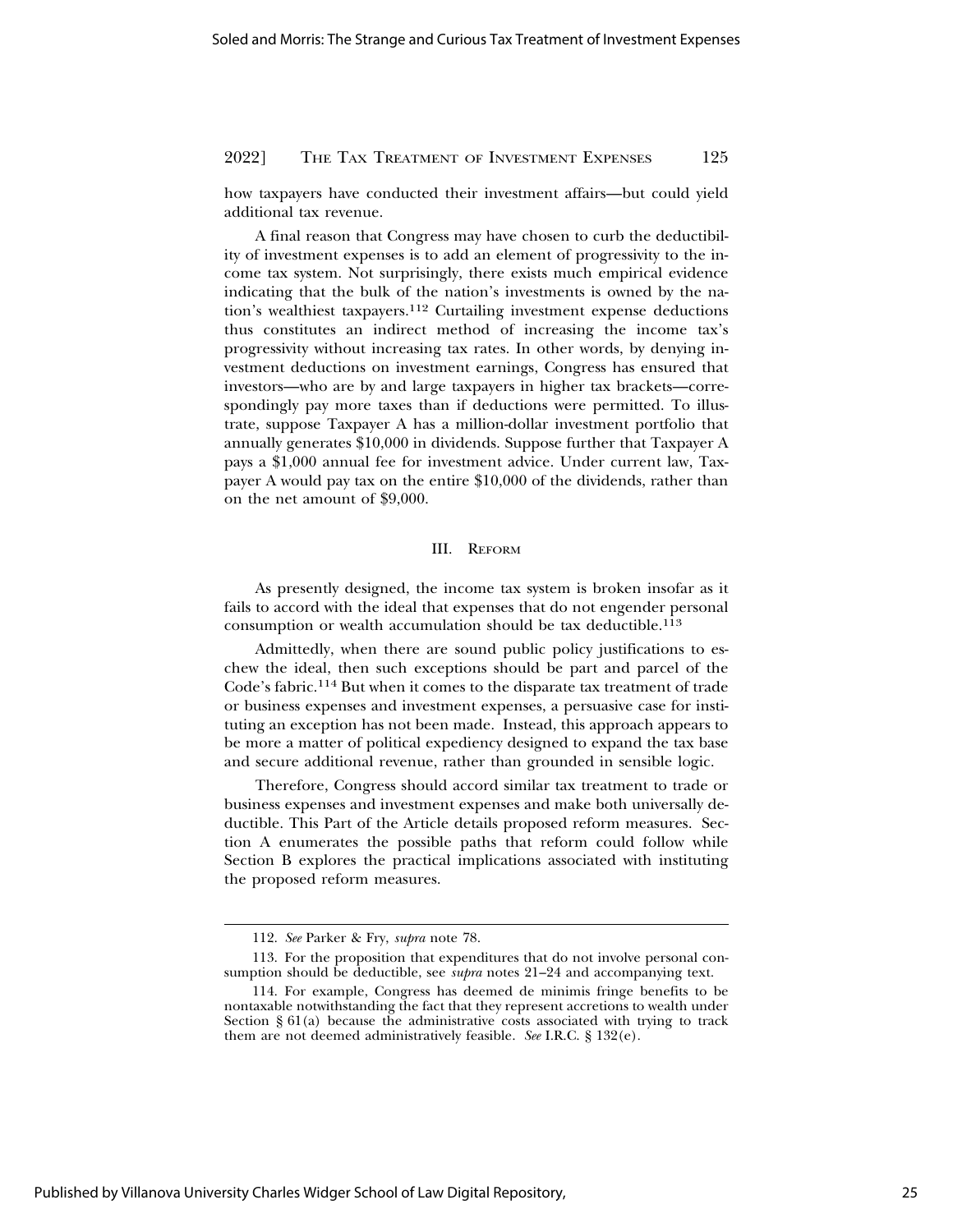how taxpayers have conducted their investment affairs—but could yield additional tax revenue.

A final reason that Congress may have chosen to curb the deductibility of investment expenses is to add an element of progressivity to the income tax system. Not surprisingly, there exists much empirical evidence indicating that the bulk of the nation's investments is owned by the nation's wealthiest taxpayers.[112] Curtailing investment expense deductions thus constitutes an indirect method of increasing the income tax's progressivity without increasing tax rates. In other words, by denying investment deductions on investment earnings, Congress has ensured that investors—who are by and large taxpayers in higher tax brackets—correspondingly pay more taxes than if deductions were permitted. To illustrate, suppose Taxpayer A has a million-dollar investment portfolio that annually generates $10,000 in dividends. Suppose further that Taxpayer A pays a $1,000 annual fee for investment advice. Under current law, Taxpayer A would pay tax on the entire $10,000 of the dividends, rather than on the net amount of $9,000.

## III. Reform

As presently designed, the income tax system is broken insofar as it fails to accord with the ideal that expenses that do not engender personal consumption or wealth accumulation should be tax deductible.[113]

Admittedly, when there are sound public policy justifications to eschew the ideal, then such exceptions should be part and parcel of the Code's fabric.[114] But when it comes to the disparate tax treatment of trade or business expenses and investment expenses, a persuasive case for instituting an exception has not been made. Instead, this approach appears to be more a matter of political expediency designed to expand the tax base and secure additional revenue, rather than grounded in sensible logic.

Therefore, Congress should accord similar tax treatment to trade or business expenses and investment expenses and make both universally deductible. This Part of the Article details proposed reform measures. Section A enumerates the possible paths that reform could follow while Section B explores the practical implications associated with instituting the proposed reform measures.

---

112. *See* Parker & Fry, *supra* note 78.

113. For the proposition that expenditures that do not involve personal consumption should be deductible, see *supra* notes 21–24 and accompanying text.

114. For example, Congress has deemed de minimis fringe benefits to be nontaxable notwithstanding the fact that they represent accretions to wealth under Section § 61(a) because the administrative costs associated with trying to track them are not deemed administratively feasible. *See* I.R.C. § 132(e).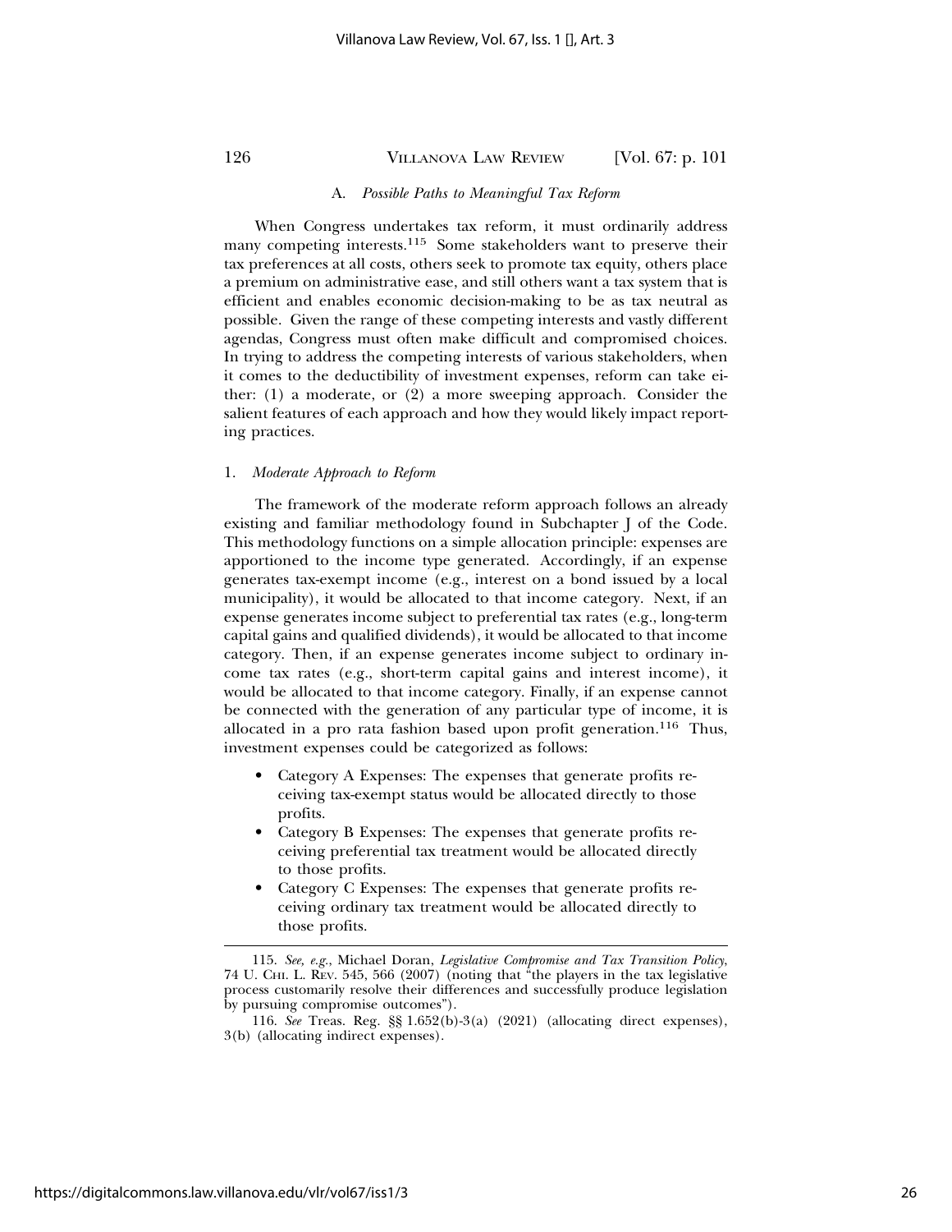### A. *Possible Paths to Meaningful Tax Reform*

When Congress undertakes tax reform, it must ordinarily address many competing interests.[115] Some stakeholders want to preserve their tax preferences at all costs, others seek to promote tax equity, others place a premium on administrative ease, and still others want a tax system that is efficient and enables economic decision-making to be as tax neutral as possible. Given the range of these competing interests and vastly different agendas, Congress must often make difficult and compromised choices. In trying to address the competing interests of various stakeholders, when it comes to the deductibility of investment expenses, reform can take either: (1) a moderate, or (2) a more sweeping approach. Consider the salient features of each approach and how they would likely impact reporting practices.

#### 1. *Moderate Approach to Reform*

The framework of the moderate reform approach follows an already existing and familiar methodology found in Subchapter J of the Code. This methodology functions on a simple allocation principle: expenses are apportioned to the income type generated. Accordingly, if an expense generates tax-exempt income (e.g., interest on a bond issued by a local municipality), it would be allocated to that income category. Next, if an expense generates income subject to preferential tax rates (e.g., long-term capital gains and qualified dividends), it would be allocated to that income category. Then, if an expense generates income subject to ordinary income tax rates (e.g., short-term capital gains and interest income), it would be allocated to that income category. Finally, if an expense cannot be connected with the generation of any particular type of income, it is allocated in a pro rata fashion based upon profit generation.[116] Thus, investment expenses could be categorized as follows:

- Category A Expenses: The expenses that generate profits receiving tax-exempt status would be allocated directly to those profits.
- Category B Expenses: The expenses that generate profits receiving preferential tax treatment would be allocated directly to those profits.
- Category C Expenses: The expenses that generate profits receiving ordinary tax treatment would be allocated directly to those profits.

---

115. *See, e.g.*, Michael Doran, *Legislative Compromise and Tax Transition Policy*, 74 U. CHI. L. REV. 545, 566 (2007) (noting that "the players in the tax legislative process customarily resolve their differences and successfully produce legislation by pursuing compromise outcomes").

116. *See* Treas. Reg. §§ 1.652(b)-3(a) (2021) (allocating direct expenses), 3(b) (allocating indirect expenses).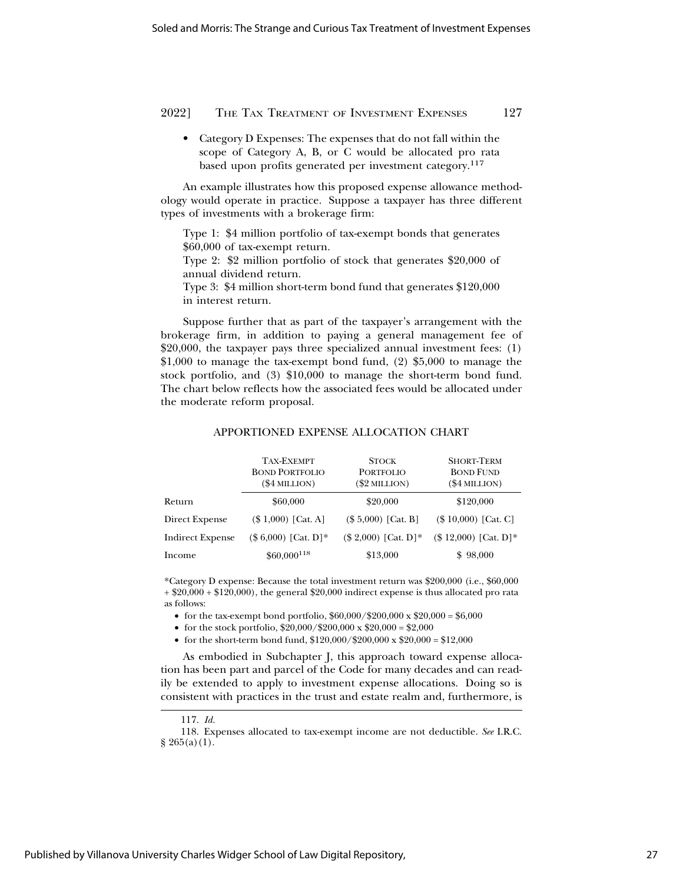- Category D Expenses: The expenses that do not fall within the scope of Category A, B, or C would be allocated pro rata based upon profits generated per investment category.[117]

An example illustrates how this proposed expense allowance methodology would operate in practice. Suppose a taxpayer has three different types of investments with a brokerage firm:

Type 1: $4 million portfolio of tax-exempt bonds that generates $60,000 of tax-exempt return.
Type 2: $2 million portfolio of stock that generates $20,000 of annual dividend return.
Type 3: $4 million short-term bond fund that generates $120,000 in interest return.

Suppose further that as part of the taxpayer's arrangement with the brokerage firm, in addition to paying a general management fee of $20,000, the taxpayer pays three specialized annual investment fees: (1) $1,000 to manage the tax-exempt bond fund, (2) $5,000 to manage the stock portfolio, and (3) $10,000 to manage the short-term bond fund. The chart below reflects how the associated fees would be allocated under the moderate reform proposal.

APPORTIONED EXPENSE ALLOCATION CHART

| | Tax-Exempt Bond Portfolio ($4 million) | Stock Portfolio ($2 million) | Short-Term Bond Fund ($4 million) |
|---|---|---|---|
| Return | $60,000 | $20,000 | $120,000 |
| Direct Expense | ($ 1,000) [Cat. A] | ($ 5,000) [Cat. B] | ($ 10,000) [Cat. C] |
| Indirect Expense | ($ 6,000) [Cat. D]* | ($ 2,000) [Cat. D]* | ($ 12,000) [Cat. D]* |
| Income | $60,000[118] | $13,000 | $ 98,000 |

*Category D expense: Because the total investment return was $200,000 (i.e., $60,000 + $20,000 + $120,000), the general $20,000 indirect expense is thus allocated pro rata as follows:

- for the tax-exempt bond portfolio, $60,000/$200,000 x $20,000 = $6,000
- for the stock portfolio, $20,000/$200,000 x $20,000 = $2,000
- for the short-term bond fund, $120,000/$200,000 x $20,000 = $12,000

As embodied in Subchapter J, this approach toward expense allocation has been part and parcel of the Code for many decades and can readily be extended to apply to investment expense allocations. Doing so is consistent with practices in the trust and estate realm and, furthermore, is

117. *Id.*

118. Expenses allocated to tax-exempt income are not deductible. *See* I.R.C. § 265(a)(1).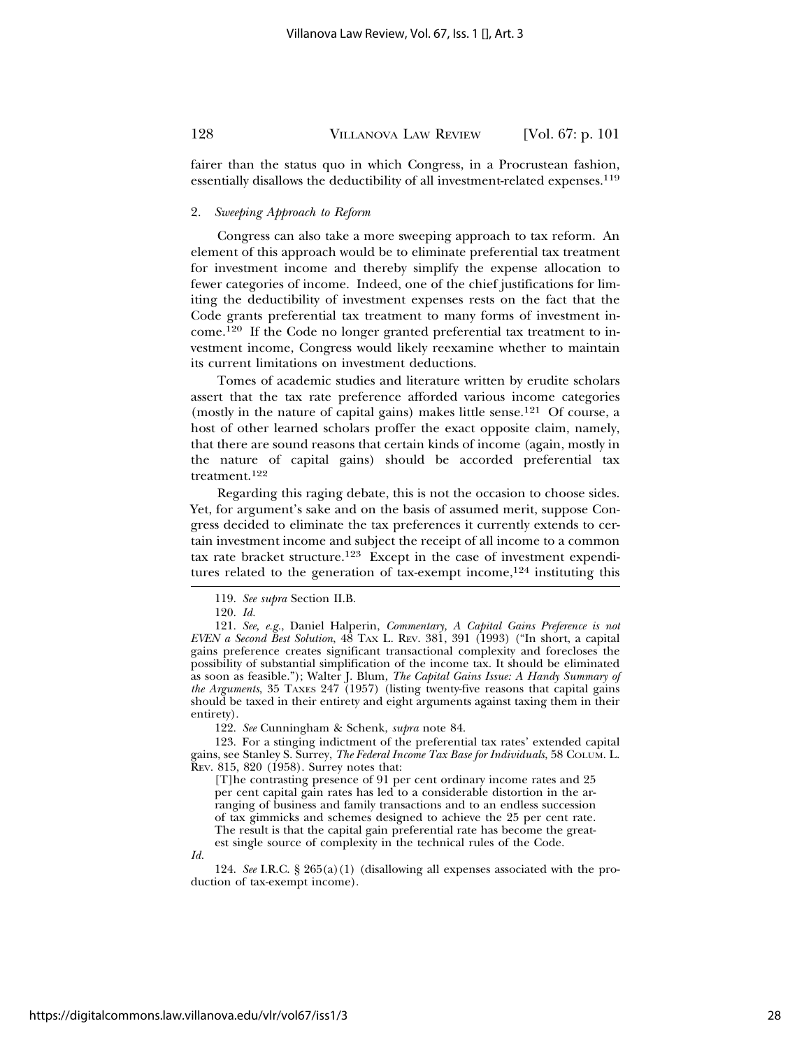fairer than the status quo in which Congress, in a Procrustean fashion, essentially disallows the deductibility of all investment-related expenses.[119]

### 2. *Sweeping Approach to Reform*

Congress can also take a more sweeping approach to tax reform. An element of this approach would be to eliminate preferential tax treatment for investment income and thereby simplify the expense allocation to fewer categories of income. Indeed, one of the chief justifications for limiting the deductibility of investment expenses rests on the fact that the Code grants preferential tax treatment to many forms of investment income.[120] If the Code no longer granted preferential tax treatment to investment income, Congress would likely reexamine whether to maintain its current limitations on investment deductions.

Tomes of academic studies and literature written by erudite scholars assert that the tax rate preference afforded various income categories (mostly in the nature of capital gains) makes little sense.[121] Of course, a host of other learned scholars proffer the exact opposite claim, namely, that there are sound reasons that certain kinds of income (again, mostly in the nature of capital gains) should be accorded preferential tax treatment.[122]

Regarding this raging debate, this is not the occasion to choose sides. Yet, for argument's sake and on the basis of assumed merit, suppose Congress decided to eliminate the tax preferences it currently extends to certain investment income and subject the receipt of all income to a common tax rate bracket structure.[123] Except in the case of investment expenditures related to the generation of tax-exempt income,[124] instituting this

---

119. *See supra* Section II.B.

120. *Id.*

121. *See, e.g.*, Daniel Halperin, *Commentary, A Capital Gains Preference is not EVEN a Second Best Solution*, 48 TAX L. REV. 381, 391 (1993) ("In short, a capital gains preference creates significant transactional complexity and forecloses the possibility of substantial simplification of the income tax. It should be eliminated as soon as feasible."); Walter J. Blum, *The Capital Gains Issue: A Handy Summary of the Arguments*, 35 TAXES 247 (1957) (listing twenty-five reasons that capital gains should be taxed in their entirety and eight arguments against taxing them in their entirety).

122. *See* Cunningham & Schenk, *supra* note 84.

123. For a stinging indictment of the preferential tax rates' extended capital gains, see Stanley S. Surrey, *The Federal Income Tax Base for Individuals*, 58 COLUM. L. REV. 815, 820 (1958). Surrey notes that:

> [T]he contrasting presence of 91 per cent ordinary income rates and 25 per cent capital gain rates has led to a considerable distortion in the arranging of business and family transactions and to an endless succession of tax gimmicks and schemes designed to achieve the 25 per cent rate. The result is that the capital gain preferential rate has become the greatest single source of complexity in the technical rules of the Code.

*Id.*

124. *See* I.R.C. § 265(a)(1) (disallowing all expenses associated with the production of tax-exempt income).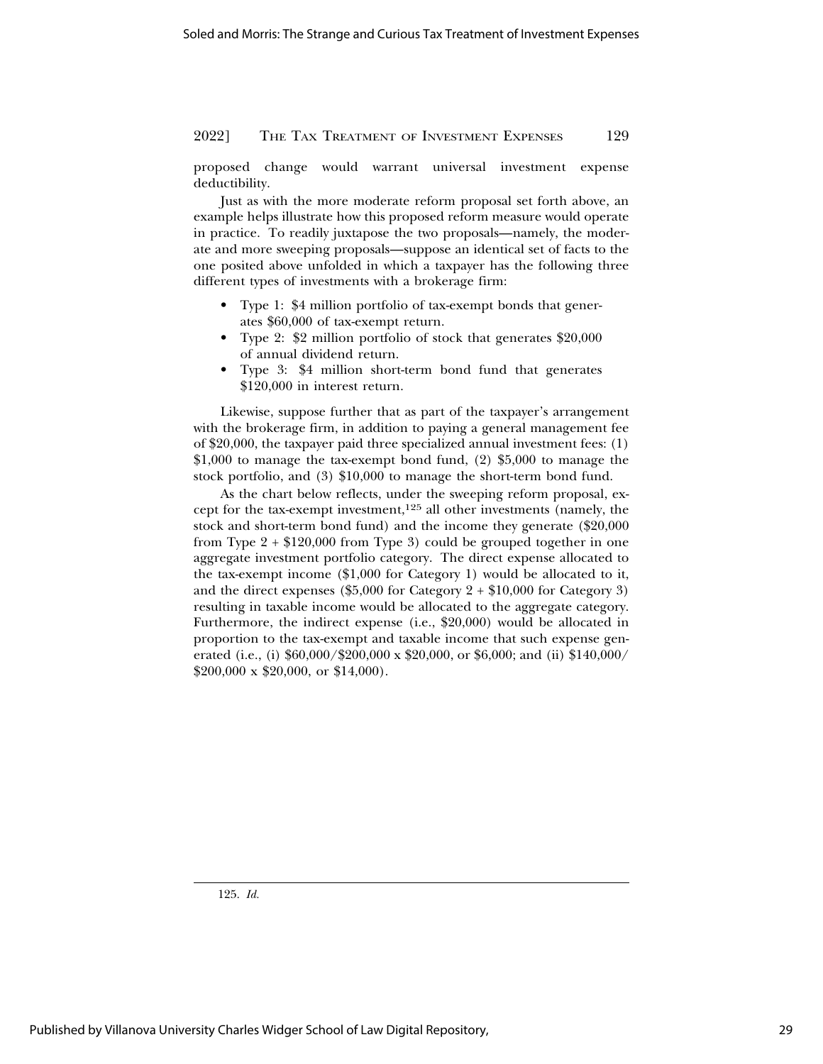proposed change would warrant universal investment expense deductibility.

Just as with the more moderate reform proposal set forth above, an example helps illustrate how this proposed reform measure would operate in practice. To readily juxtapose the two proposals—namely, the moderate and more sweeping proposals—suppose an identical set of facts to the one posited above unfolded in which a taxpayer has the following three different types of investments with a brokerage firm:

- Type 1: $4 million portfolio of tax-exempt bonds that generates $60,000 of tax-exempt return.
- Type 2: $2 million portfolio of stock that generates $20,000 of annual dividend return.
- Type 3: $4 million short-term bond fund that generates $120,000 in interest return.

Likewise, suppose further that as part of the taxpayer's arrangement with the brokerage firm, in addition to paying a general management fee of $20,000, the taxpayer paid three specialized annual investment fees: (1) $1,000 to manage the tax-exempt bond fund, (2) $5,000 to manage the stock portfolio, and (3) $10,000 to manage the short-term bond fund.

As the chart below reflects, under the sweeping reform proposal, except for the tax-exempt investment,[125] all other investments (namely, the stock and short-term bond fund) and the income they generate ($20,000 from Type 2 + $120,000 from Type 3) could be grouped together in one aggregate investment portfolio category. The direct expense allocated to the tax-exempt income ($1,000 for Category 1) would be allocated to it, and the direct expenses ($5,000 for Category 2 + $10,000 for Category 3) resulting in taxable income would be allocated to the aggregate category. Furthermore, the indirect expense (i.e., $20,000) would be allocated in proportion to the tax-exempt and taxable income that such expense generated (i.e., (i) $60,000/$200,000 x $20,000, or $6,000; and (ii) $140,000/$200,000 x $20,000, or $14,000).

125. *Id.*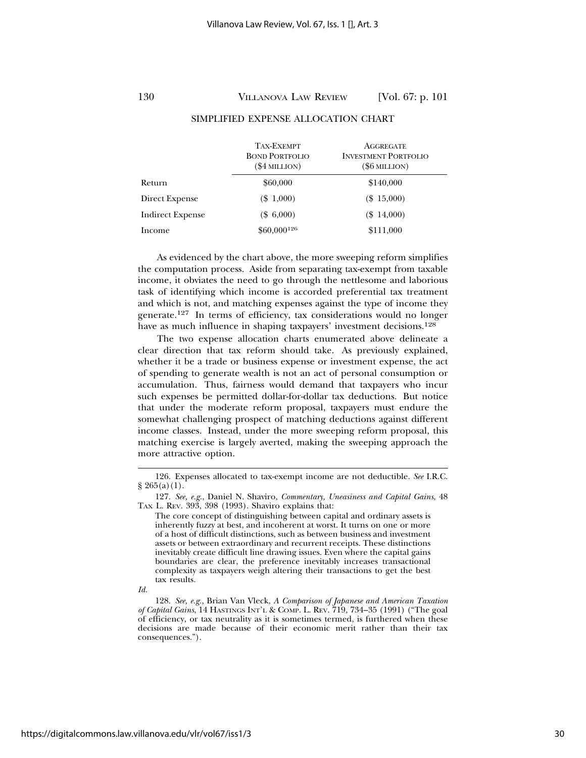SIMPLIFIED EXPENSE ALLOCATION CHART

| | TAX-EXEMPT BOND PORTFOLIO ($4 MILLION) | AGGREGATE INVESTMENT PORTFOLIO ($6 MILLION) |
|---|---|---|
| Return | $60,000 | $140,000 |
| Direct Expense | ($ 1,000) | ($ 15,000) |
| Indirect Expense | ($ 6,000) | ($ 14,000) |
| Income | $60,000[126] | $111,000 |

As evidenced by the chart above, the more sweeping reform simplifies the computation process. Aside from separating tax-exempt from taxable income, it obviates the need to go through the nettlesome and laborious task of identifying which income is accorded preferential tax treatment and which is not, and matching expenses against the type of income they generate.[127] In terms of efficiency, tax considerations would no longer have as much influence in shaping taxpayers' investment decisions.[128]

The two expense allocation charts enumerated above delineate a clear direction that tax reform should take. As previously explained, whether it be a trade or business expense or investment expense, the act of spending to generate wealth is not an act of personal consumption or accumulation. Thus, fairness would demand that taxpayers who incur such expenses be permitted dollar-for-dollar tax deductions. But notice that under the moderate reform proposal, taxpayers must endure the somewhat challenging prospect of matching deductions against different income classes. Instead, under the more sweeping reform proposal, this matching exercise is largely averted, making the sweeping approach the more attractive option.

---

126. Expenses allocated to tax-exempt income are not deductible. *See* I.R.C. § 265(a)(1).

127. *See, e.g.*, Daniel N. Shaviro, *Commentary, Uneasiness and Capital Gains*, 48 TAX L. REV. 393, 398 (1993). Shaviro explains that:

> The core concept of distinguishing between capital and ordinary assets is inherently fuzzy at best, and incoherent at worst. It turns on one or more of a host of difficult distinctions, such as between business and investment assets or between extraordinary and recurrent receipts. These distinctions inevitably create difficult line drawing issues. Even where the capital gains boundaries are clear, the preference inevitably increases transactional complexity as taxpayers weigh altering their transactions to get the best tax results.

*Id.*

128. *See, e.g.*, Brian Van Vleck, *A Comparison of Japanese and American Taxation of Capital Gains*, 14 HASTINGS INT'L & COMP. L. REV. 719, 734–35 (1991) ("The goal of efficiency, or tax neutrality as it is sometimes termed, is furthered when these decisions are made because of their economic merit rather than their tax consequences.").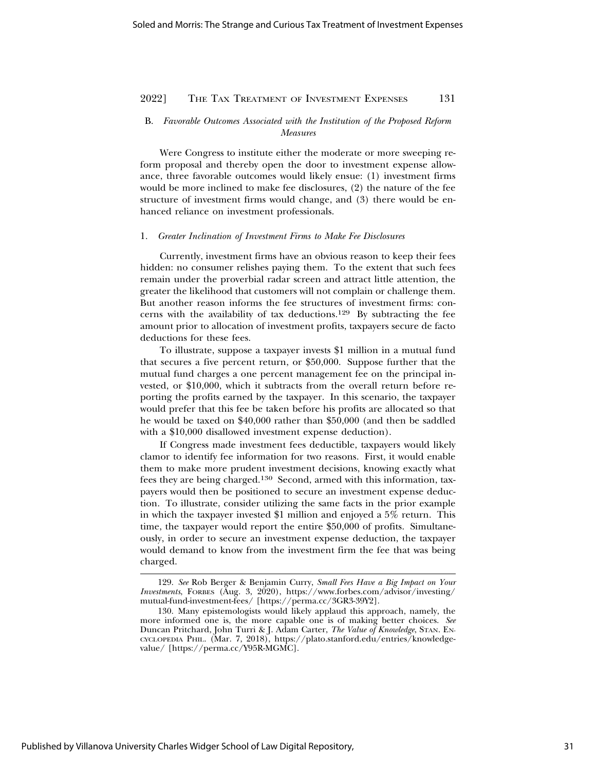### B. *Favorable Outcomes Associated with the Institution of the Proposed Reform Measures*

Were Congress to institute either the moderate or more sweeping reform proposal and thereby open the door to investment expense allowance, three favorable outcomes would likely ensue: (1) investment firms would be more inclined to make fee disclosures, (2) the nature of the fee structure of investment firms would change, and (3) there would be enhanced reliance on investment professionals.

#### 1. *Greater Inclination of Investment Firms to Make Fee Disclosures*

Currently, investment firms have an obvious reason to keep their fees hidden: no consumer relishes paying them. To the extent that such fees remain under the proverbial radar screen and attract little attention, the greater the likelihood that customers will not complain or challenge them. But another reason informs the fee structures of investment firms: concerns with the availability of tax deductions.[129] By subtracting the fee amount prior to allocation of investment profits, taxpayers secure de facto deductions for these fees.

To illustrate, suppose a taxpayer invests $1 million in a mutual fund that secures a five percent return, or $50,000. Suppose further that the mutual fund charges a one percent management fee on the principal invested, or $10,000, which it subtracts from the overall return before reporting the profits earned by the taxpayer. In this scenario, the taxpayer would prefer that this fee be taken before his profits are allocated so that he would be taxed on $40,000 rather than $50,000 (and then be saddled with a $10,000 disallowed investment expense deduction).

If Congress made investment fees deductible, taxpayers would likely clamor to identify fee information for two reasons. First, it would enable them to make more prudent investment decisions, knowing exactly what fees they are being charged.[130] Second, armed with this information, taxpayers would then be positioned to secure an investment expense deduction. To illustrate, consider utilizing the same facts in the prior example in which the taxpayer invested $1 million and enjoyed a 5% return. This time, the taxpayer would report the entire $50,000 of profits. Simultaneously, in order to secure an investment expense deduction, the taxpayer would demand to know from the investment firm the fee that was being charged.

---

129. *See* Rob Berger & Benjamin Curry, *Small Fees Have a Big Impact on Your Investments*, FORBES (Aug. 3, 2020), https://www.forbes.com/advisor/investing/mutual-fund-investment-fees/ [https://perma.cc/3GR3-39Y2].

130. Many epistemologists would likely applaud this approach, namely, the more informed one is, the more capable one is of making better choices. *See* Duncan Pritchard, John Turri & J. Adam Carter, *The Value of Knowledge*, STAN. ENCYCLOPEDIA PHIL. (Mar. 7, 2018), https://plato.stanford.edu/entries/knowledge-value/ [https://perma.cc/Y95R-MGMC].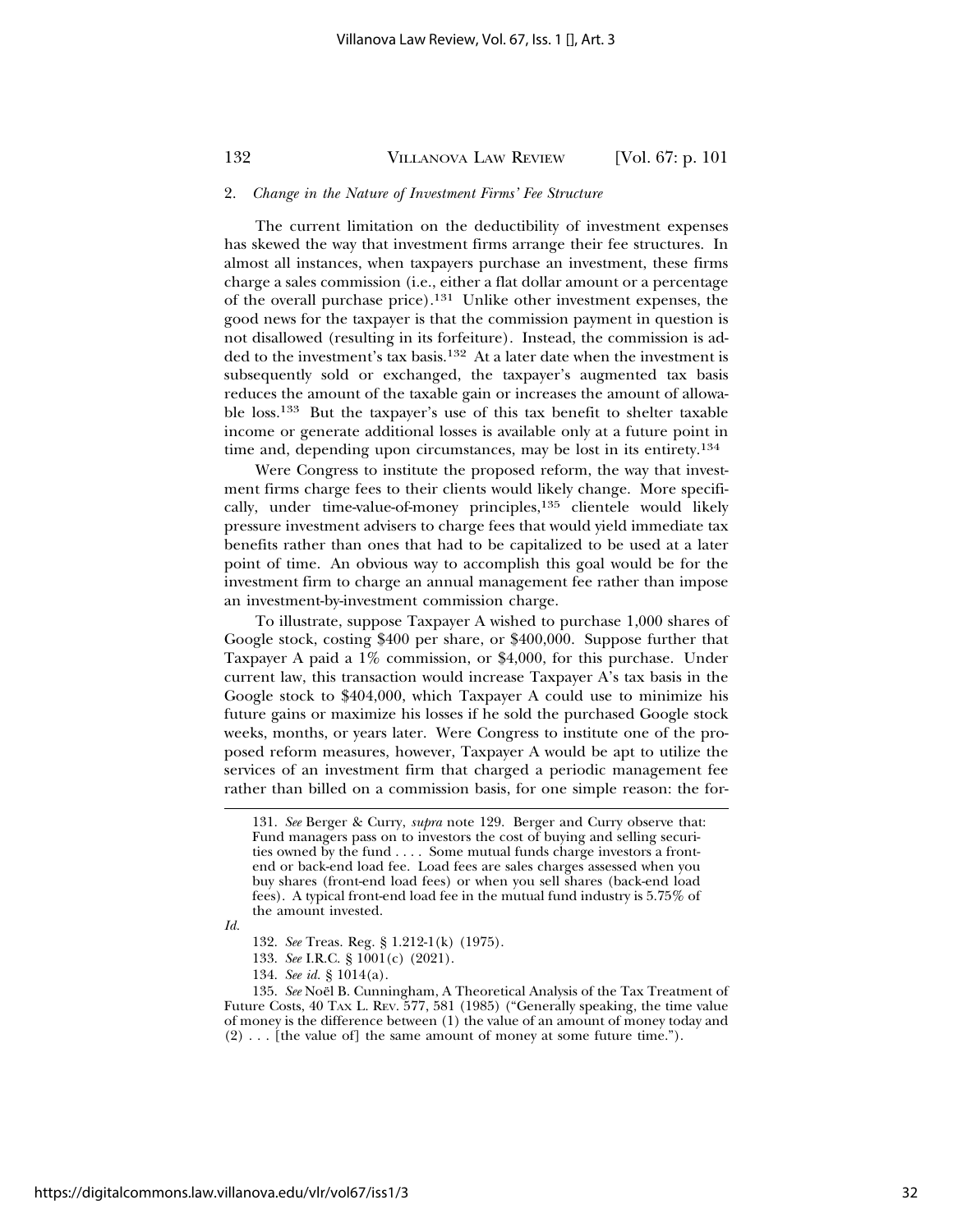### 2. *Change in the Nature of Investment Firms' Fee Structure*

The current limitation on the deductibility of investment expenses has skewed the way that investment firms arrange their fee structures. In almost all instances, when taxpayers purchase an investment, these firms charge a sales commission (i.e., either a flat dollar amount or a percentage of the overall purchase price).[131] Unlike other investment expenses, the good news for the taxpayer is that the commission payment in question is not disallowed (resulting in its forfeiture). Instead, the commission is added to the investment's tax basis.[132] At a later date when the investment is subsequently sold or exchanged, the taxpayer's augmented tax basis reduces the amount of the taxable gain or increases the amount of allowable loss.[133] But the taxpayer's use of this tax benefit to shelter taxable income or generate additional losses is available only at a future point in time and, depending upon circumstances, may be lost in its entirety.[134]

Were Congress to institute the proposed reform, the way that investment firms charge fees to their clients would likely change. More specifically, under time-value-of-money principles,[135] clientele would likely pressure investment advisers to charge fees that would yield immediate tax benefits rather than ones that had to be capitalized to be used at a later point of time. An obvious way to accomplish this goal would be for the investment firm to charge an annual management fee rather than impose an investment-by-investment commission charge.

To illustrate, suppose Taxpayer A wished to purchase 1,000 shares of Google stock, costing $400 per share, or $400,000. Suppose further that Taxpayer A paid a 1% commission, or $4,000, for this purchase. Under current law, this transaction would increase Taxpayer A's tax basis in the Google stock to $404,000, which Taxpayer A could use to minimize his future gains or maximize his losses if he sold the purchased Google stock weeks, months, or years later. Were Congress to institute one of the proposed reform measures, however, Taxpayer A would be apt to utilize the services of an investment firm that charged a periodic management fee rather than billed on a commission basis, for one simple reason: the for-

---

131. *See* Berger & Curry, *supra* note 129. Berger and Curry observe that:

> Fund managers pass on to investors the cost of buying and selling securities owned by the fund . . . . Some mutual funds charge investors a front-end or back-end load fee. Load fees are sales charges assessed when you buy shares (front-end load fees) or when you sell shares (back-end load fees). A typical front-end load fee in the mutual fund industry is 5.75% of the amount invested.

*Id.*

132. *See* Treas. Reg. § 1.212-1(k) (1975).

133. *See* I.R.C. § 1001(c) (2021).

134. *See id.* § 1014(a).

135. *See* Noël B. Cunningham, A Theoretical Analysis of the Tax Treatment of Future Costs, 40 TAX L. REV. 577, 581 (1985) ("Generally speaking, the time value of money is the difference between (1) the value of an amount of money today and (2) . . . [the value of] the same amount of money at some future time.").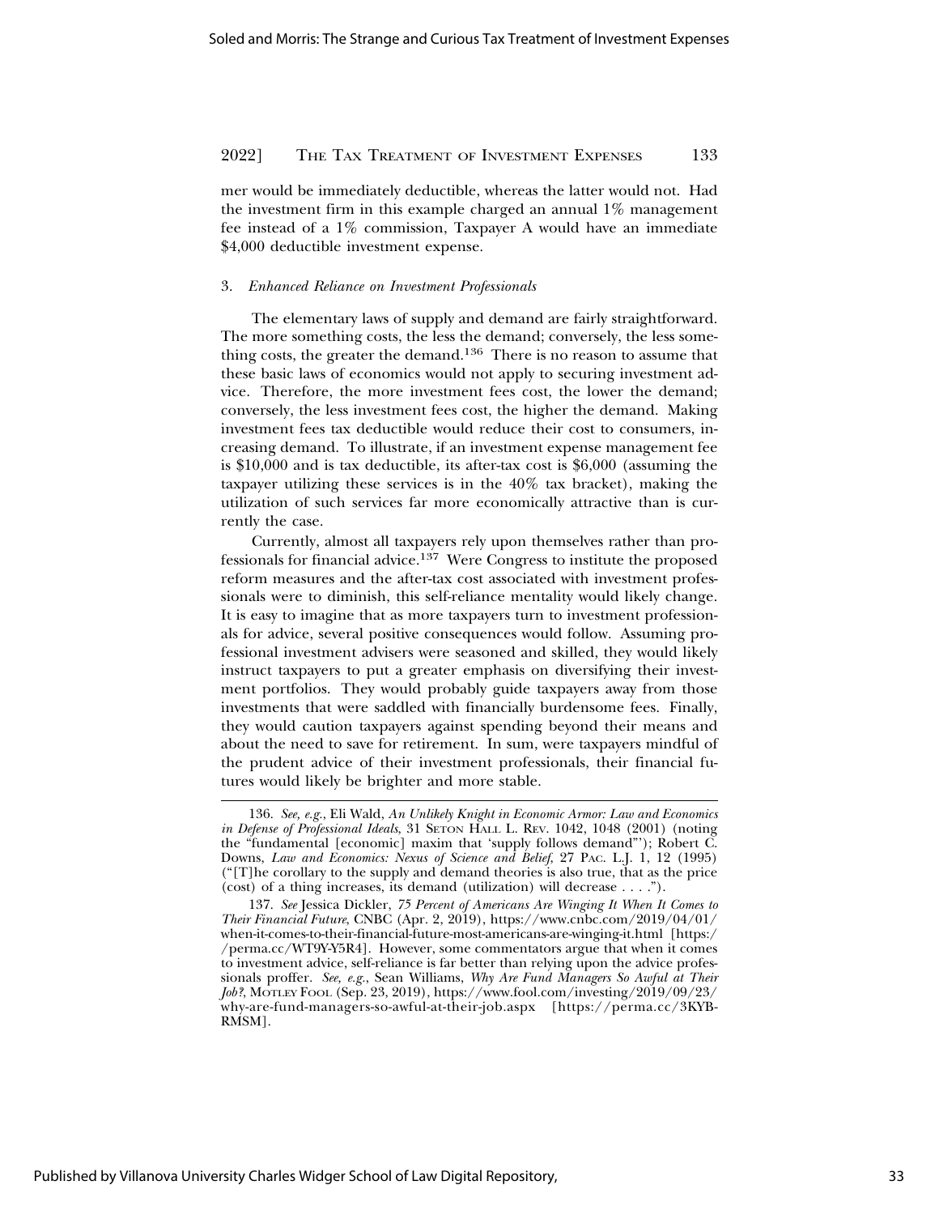mer would be immediately deductible, whereas the latter would not. Had the investment firm in this example charged an annual 1% management fee instead of a 1% commission, Taxpayer A would have an immediate $4,000 deductible investment expense.

### 3. *Enhanced Reliance on Investment Professionals*

The elementary laws of supply and demand are fairly straightforward. The more something costs, the less the demand; conversely, the less something costs, the greater the demand.[136] There is no reason to assume that these basic laws of economics would not apply to securing investment advice. Therefore, the more investment fees cost, the lower the demand; conversely, the less investment fees cost, the higher the demand. Making investment fees tax deductible would reduce their cost to consumers, increasing demand. To illustrate, if an investment expense management fee is $10,000 and is tax deductible, its after-tax cost is $6,000 (assuming the taxpayer utilizing these services is in the 40% tax bracket), making the utilization of such services far more economically attractive than is currently the case.

Currently, almost all taxpayers rely upon themselves rather than professionals for financial advice.[137] Were Congress to institute the proposed reform measures and the after-tax cost associated with investment professionals were to diminish, this self-reliance mentality would likely change. It is easy to imagine that as more taxpayers turn to investment professionals for advice, several positive consequences would follow. Assuming professional investment advisers were seasoned and skilled, they would likely instruct taxpayers to put a greater emphasis on diversifying their investment portfolios. They would probably guide taxpayers away from those investments that were saddled with financially burdensome fees. Finally, they would caution taxpayers against spending beyond their means and about the need to save for retirement. In sum, were taxpayers mindful of the prudent advice of their investment professionals, their financial futures would likely be brighter and more stable.

---

136. *See, e.g.*, Eli Wald, *An Unlikely Knight in Economic Armor: Law and Economics in Defense of Professional Ideals*, 31 Seton Hall L. Rev. 1042, 1048 (2001) (noting the "fundamental [economic] maxim that 'supply follows demand'"); Robert C. Downs, *Law and Economics: Nexus of Science and Belief*, 27 Pac. L.J. 1, 12 (1995) ("[T]he corollary to the supply and demand theories is also true, that as the price (cost) of a thing increases, its demand (utilization) will decrease . . . .").

137. *See* Jessica Dickler, *75 Percent of Americans Are Winging It When It Comes to Their Financial Future*, CNBC (Apr. 2, 2019), https://www.cnbc.com/2019/04/01/when-it-comes-to-their-financial-future-most-americans-are-winging-it.html [https://perma.cc/WT9Y-Y5R4]. However, some commentators argue that when it comes to investment advice, self-reliance is far better than relying upon the advice professionals proffer. *See, e.g.*, Sean Williams, *Why Are Fund Managers So Awful at Their Job?*, Motley Fool (Sep. 23, 2019), https://www.fool.com/investing/2019/09/23/why-are-fund-managers-so-awful-at-their-job.aspx [https://perma.cc/3KYB-RMSM].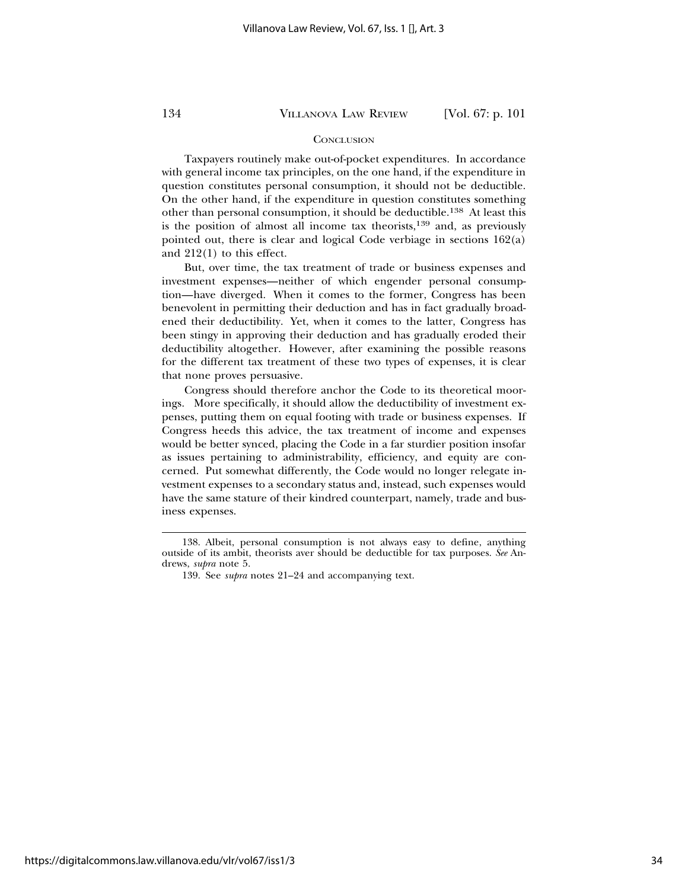## CONCLUSION

Taxpayers routinely make out-of-pocket expenditures. In accordance with general income tax principles, on the one hand, if the expenditure in question constitutes personal consumption, it should not be deductible. On the other hand, if the expenditure in question constitutes something other than personal consumption, it should be deductible.[138] At least this is the position of almost all income tax theorists,[139] and, as previously pointed out, there is clear and logical Code verbiage in sections 162(a) and 212(1) to this effect.

But, over time, the tax treatment of trade or business expenses and investment expenses—neither of which engender personal consumption—have diverged. When it comes to the former, Congress has been benevolent in permitting their deduction and has in fact gradually broadened their deductibility. Yet, when it comes to the latter, Congress has been stingy in approving their deduction and has gradually eroded their deductibility altogether. However, after examining the possible reasons for the different tax treatment of these two types of expenses, it is clear that none proves persuasive.

Congress should therefore anchor the Code to its theoretical moorings. More specifically, it should allow the deductibility of investment expenses, putting them on equal footing with trade or business expenses. If Congress heeds this advice, the tax treatment of income and expenses would be better synced, placing the Code in a far sturdier position insofar as issues pertaining to administrability, efficiency, and equity are concerned. Put somewhat differently, the Code would no longer relegate investment expenses to a secondary status and, instead, such expenses would have the same stature of their kindred counterpart, namely, trade and business expenses.

---

138. Albeit, personal consumption is not always easy to define, anything outside of its ambit, theorists aver should be deductible for tax purposes. *See* Andrews, *supra* note 5.

139. See *supra* notes 21–24 and accompanying text.